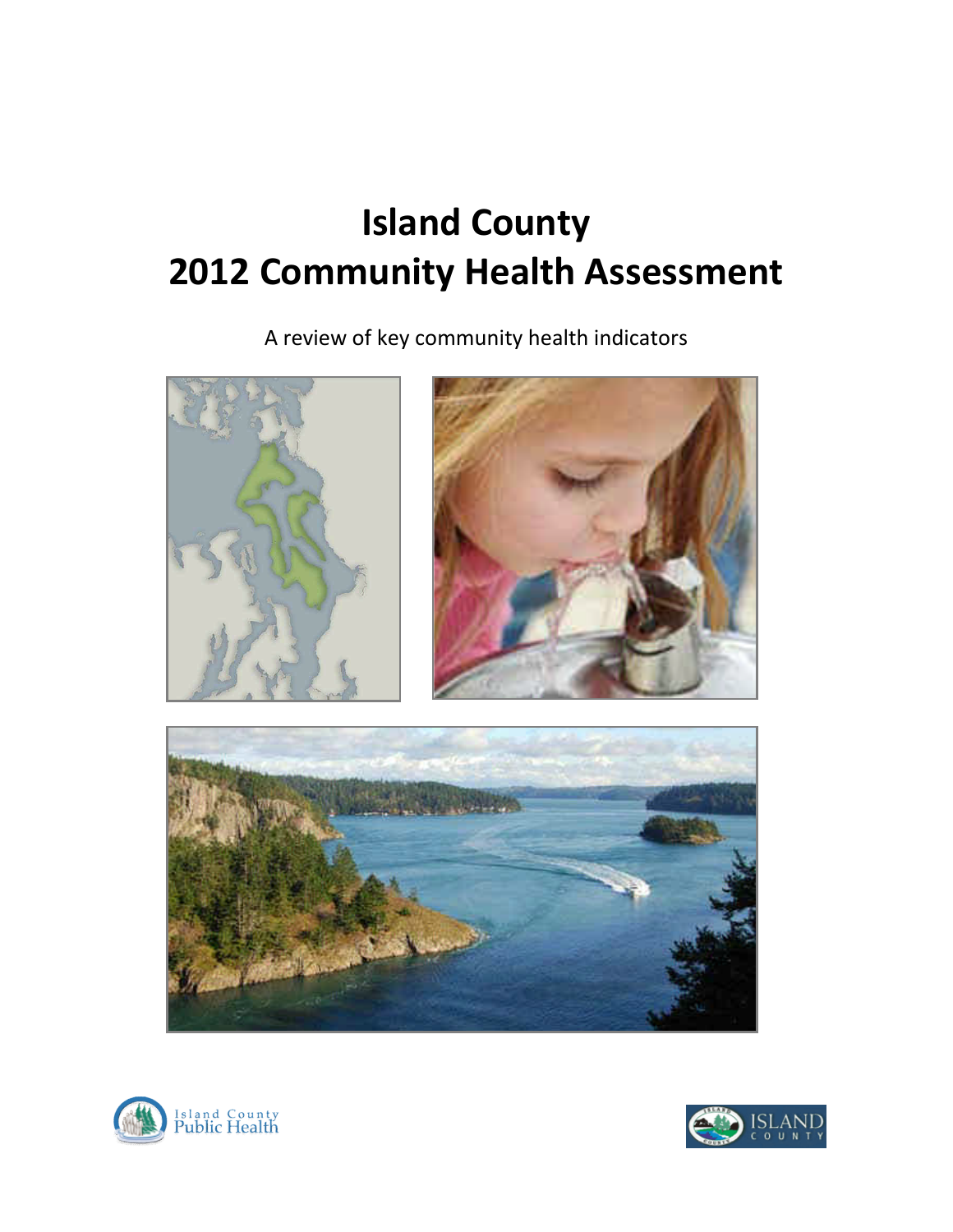# Island County
# 2012 Community Health Assessment

A review of key community health indicators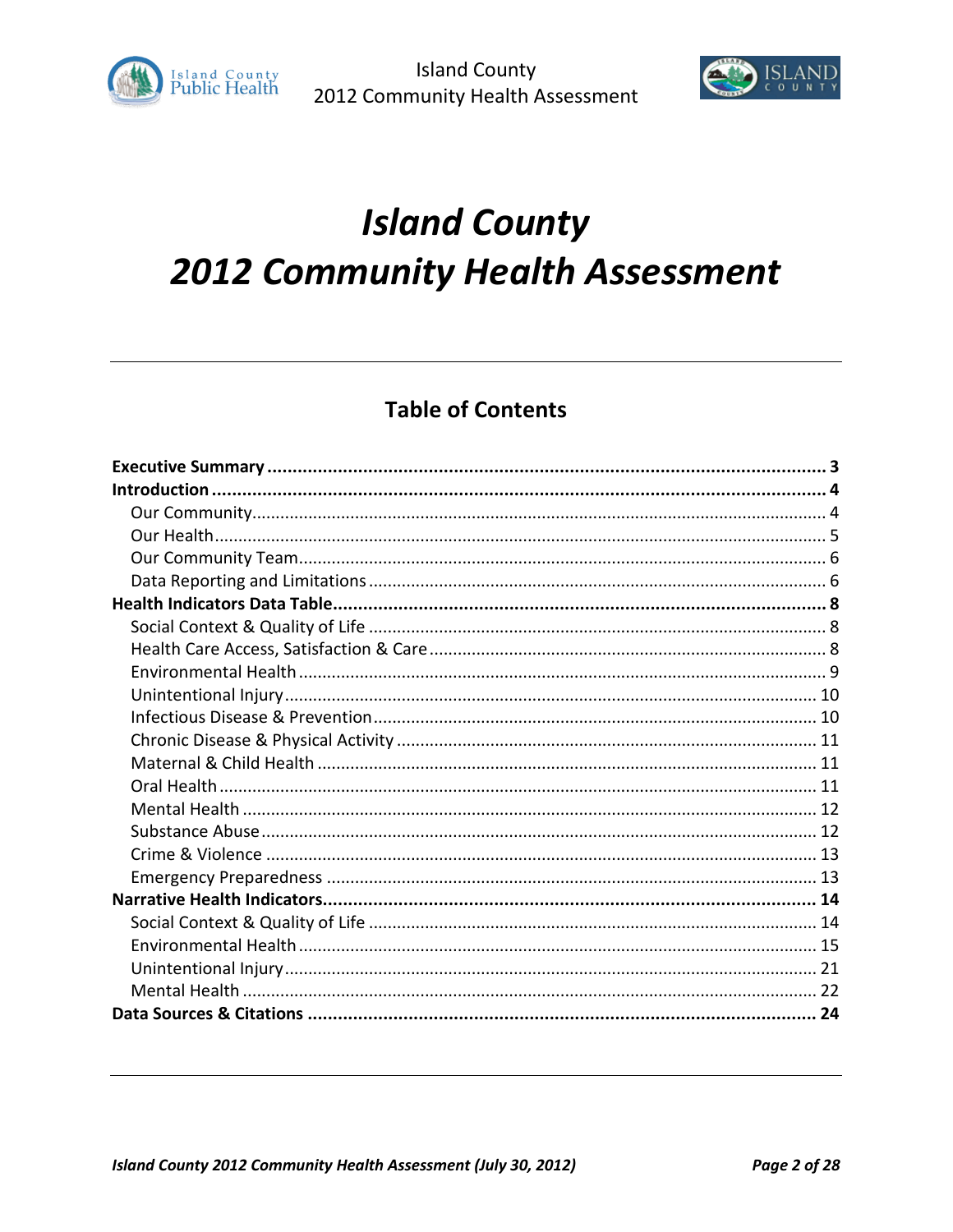# Island County 2012 Community Health Assessment

## Table of Contents

**Executive Summary** ..... **3**

**Introduction** ..... **4**

- Our Community ..... 4
- Our Health ..... 5
- Our Community Team ..... 6
- Data Reporting and Limitations ..... 6

**Health Indicators Data Table** ..... **8**

- Social Context & Quality of Life ..... 8
- Health Care Access, Satisfaction & Care ..... 8
- Environmental Health ..... 9
- Unintentional Injury ..... 10
- Infectious Disease & Prevention ..... 10
- Chronic Disease & Physical Activity ..... 11
- Maternal & Child Health ..... 11
- Oral Health ..... 11
- Mental Health ..... 12
- Substance Abuse ..... 12
- Crime & Violence ..... 13
- Emergency Preparedness ..... 13

**Narrative Health Indicators** ..... **14**

- Social Context & Quality of Life ..... 14
- Environmental Health ..... 15
- Unintentional Injury ..... 21
- Mental Health ..... 22

**Data Sources & Citations** ..... **24**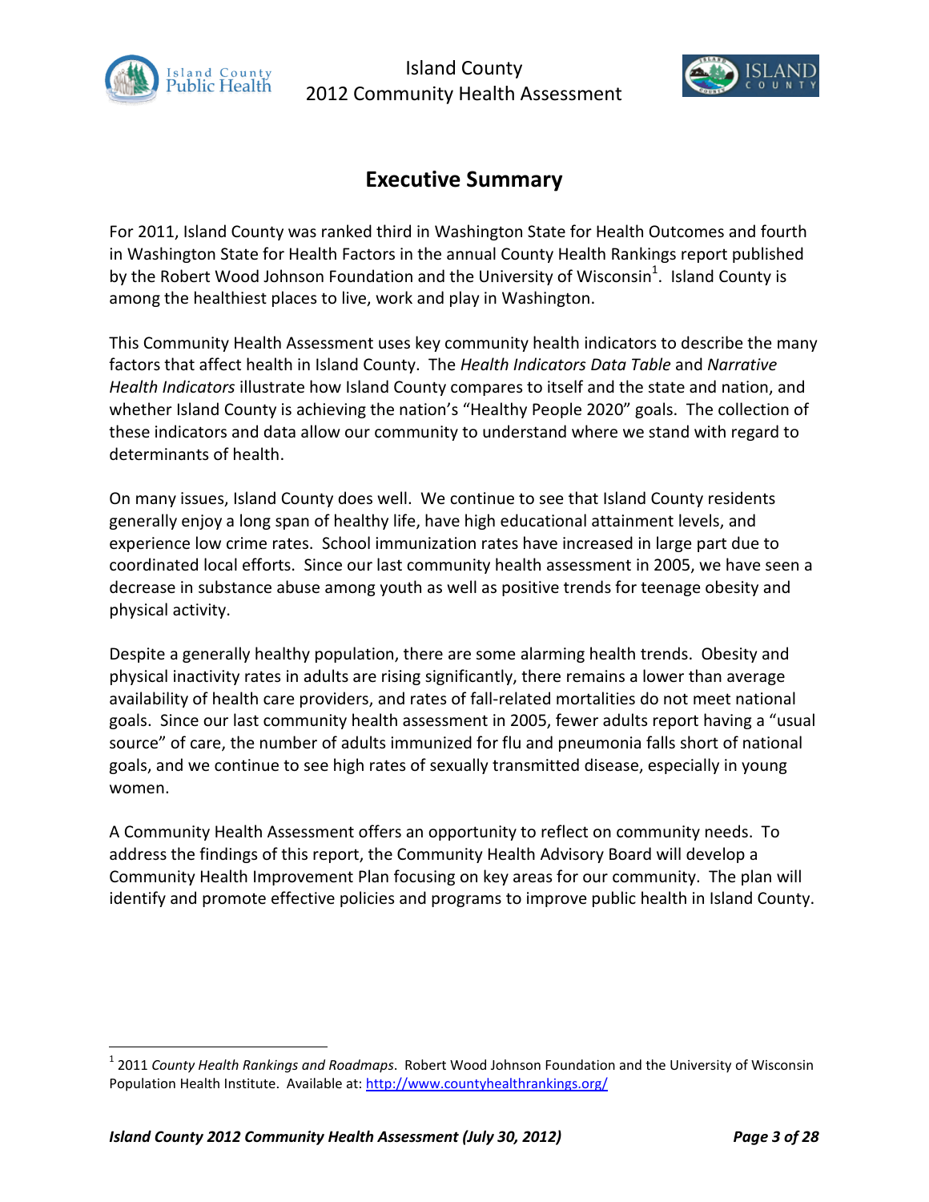# Executive Summary

For 2011, Island County was ranked third in Washington State for Health Outcomes and fourth in Washington State for Health Factors in the annual County Health Rankings report published by the Robert Wood Johnson Foundation and the University of Wisconsin[1]. Island County is among the healthiest places to live, work and play in Washington.

This Community Health Assessment uses key community health indicators to describe the many factors that affect health in Island County. The *Health Indicators Data Table* and *Narrative Health Indicators* illustrate how Island County compares to itself and the state and nation, and whether Island County is achieving the nation's "Healthy People 2020" goals. The collection of these indicators and data allow our community to understand where we stand with regard to determinants of health.

On many issues, Island County does well. We continue to see that Island County residents generally enjoy a long span of healthy life, have high educational attainment levels, and experience low crime rates. School immunization rates have increased in large part due to coordinated local efforts. Since our last community health assessment in 2005, we have seen a decrease in substance abuse among youth as well as positive trends for teenage obesity and physical activity.

Despite a generally healthy population, there are some alarming health trends. Obesity and physical inactivity rates in adults are rising significantly, there remains a lower than average availability of health care providers, and rates of fall-related mortalities do not meet national goals. Since our last community health assessment in 2005, fewer adults report having a "usual source" of care, the number of adults immunized for flu and pneumonia falls short of national goals, and we continue to see high rates of sexually transmitted disease, especially in young women.

A Community Health Assessment offers an opportunity to reflect on community needs. To address the findings of this report, the Community Health Advisory Board will develop a Community Health Improvement Plan focusing on key areas for our community. The plan will identify and promote effective policies and programs to improve public health in Island County.

---

[1] 2011 *County Health Rankings and Roadmaps*. Robert Wood Johnson Foundation and the University of Wisconsin Population Health Institute. Available at: http://www.countyhealthrankings.org/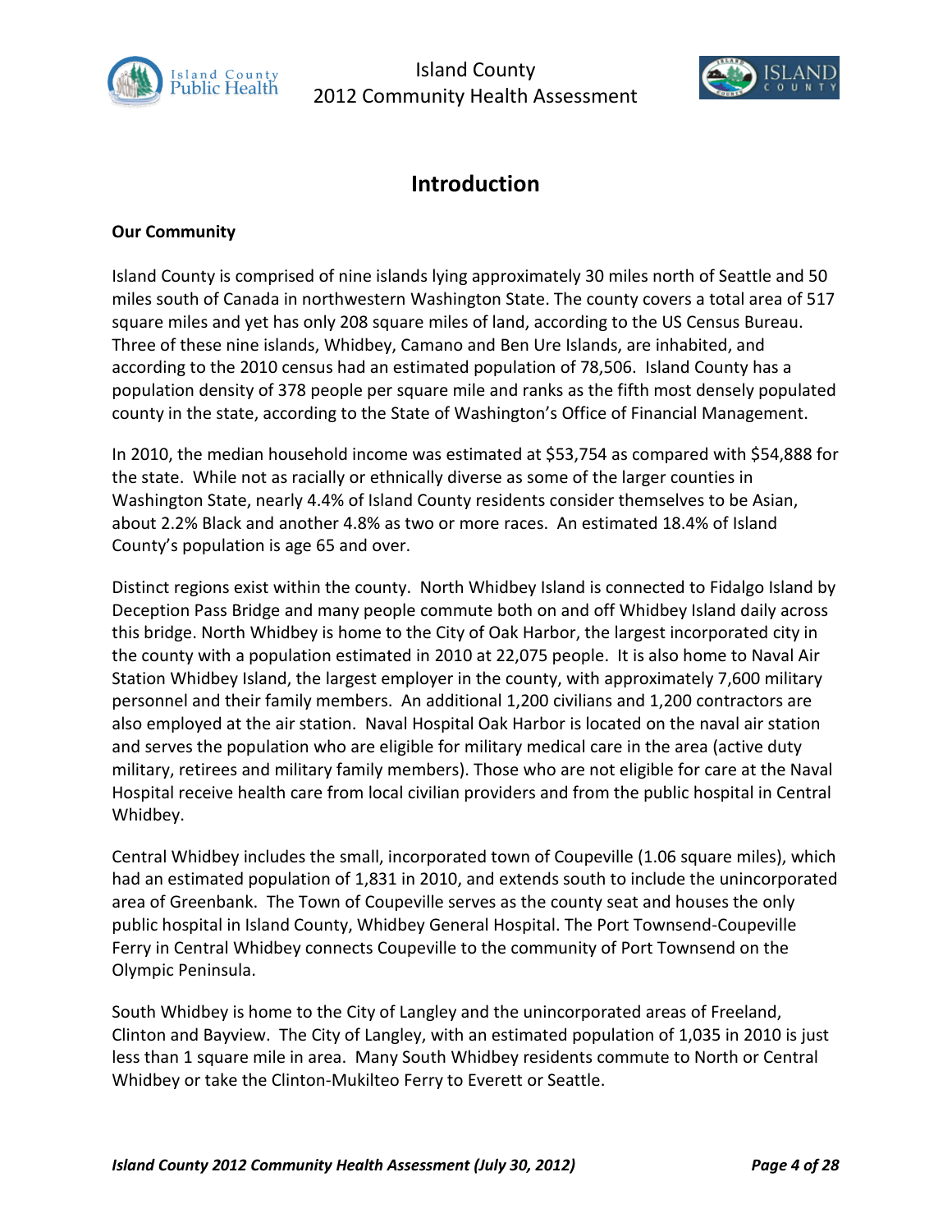# Introduction

**Our Community**

Island County is comprised of nine islands lying approximately 30 miles north of Seattle and 50 miles south of Canada in northwestern Washington State. The county covers a total area of 517 square miles and yet has only 208 square miles of land, according to the US Census Bureau. Three of these nine islands, Whidbey, Camano and Ben Ure Islands, are inhabited, and according to the 2010 census had an estimated population of 78,506. Island County has a population density of 378 people per square mile and ranks as the fifth most densely populated county in the state, according to the State of Washington's Office of Financial Management.

In 2010, the median household income was estimated at $53,754 as compared with $54,888 for the state. While not as racially or ethnically diverse as some of the larger counties in Washington State, nearly 4.4% of Island County residents consider themselves to be Asian, about 2.2% Black and another 4.8% as two or more races. An estimated 18.4% of Island County's population is age 65 and over.

Distinct regions exist within the county. North Whidbey Island is connected to Fidalgo Island by Deception Pass Bridge and many people commute both on and off Whidbey Island daily across this bridge. North Whidbey is home to the City of Oak Harbor, the largest incorporated city in the county with a population estimated in 2010 at 22,075 people. It is also home to Naval Air Station Whidbey Island, the largest employer in the county, with approximately 7,600 military personnel and their family members. An additional 1,200 civilians and 1,200 contractors are also employed at the air station. Naval Hospital Oak Harbor is located on the naval air station and serves the population who are eligible for military medical care in the area (active duty military, retirees and military family members). Those who are not eligible for care at the Naval Hospital receive health care from local civilian providers and from the public hospital in Central Whidbey.

Central Whidbey includes the small, incorporated town of Coupeville (1.06 square miles), which had an estimated population of 1,831 in 2010, and extends south to include the unincorporated area of Greenbank. The Town of Coupeville serves as the county seat and houses the only public hospital in Island County, Whidbey General Hospital. The Port Townsend-Coupeville Ferry in Central Whidbey connects Coupeville to the community of Port Townsend on the Olympic Peninsula.

South Whidbey is home to the City of Langley and the unincorporated areas of Freeland, Clinton and Bayview. The City of Langley, with an estimated population of 1,035 in 2010 is just less than 1 square mile in area. Many South Whidbey residents commute to North or Central Whidbey or take the Clinton-Mukilteo Ferry to Everett or Seattle.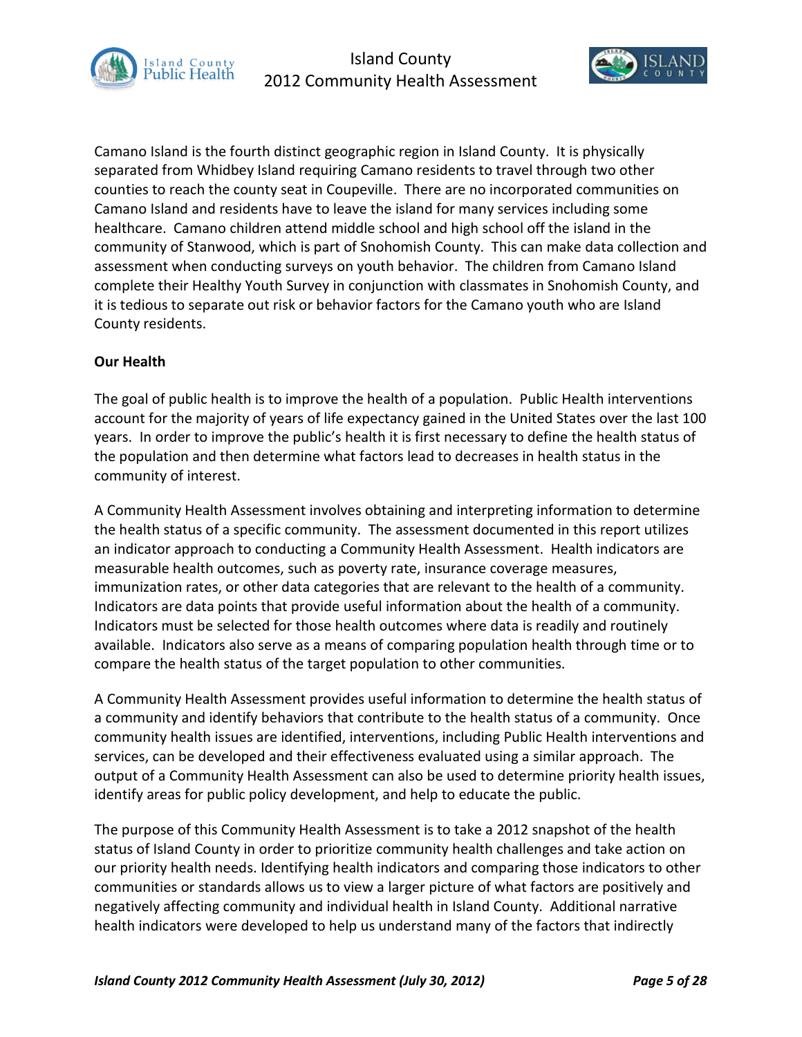Camano Island is the fourth distinct geographic region in Island County. It is physically separated from Whidbey Island requiring Camano residents to travel through two other counties to reach the county seat in Coupeville. There are no incorporated communities on Camano Island and residents have to leave the island for many services including some healthcare. Camano children attend middle school and high school off the island in the community of Stanwood, which is part of Snohomish County. This can make data collection and assessment when conducting surveys on youth behavior. The children from Camano Island complete their Healthy Youth Survey in conjunction with classmates in Snohomish County, and it is tedious to separate out risk or behavior factors for the Camano youth who are Island County residents.

**Our Health**

The goal of public health is to improve the health of a population. Public Health interventions account for the majority of years of life expectancy gained in the United States over the last 100 years. In order to improve the public's health it is first necessary to define the health status of the population and then determine what factors lead to decreases in health status in the community of interest.

A Community Health Assessment involves obtaining and interpreting information to determine the health status of a specific community. The assessment documented in this report utilizes an indicator approach to conducting a Community Health Assessment. Health indicators are measurable health outcomes, such as poverty rate, insurance coverage measures, immunization rates, or other data categories that are relevant to the health of a community. Indicators are data points that provide useful information about the health of a community. Indicators must be selected for those health outcomes where data is readily and routinely available. Indicators also serve as a means of comparing population health through time or to compare the health status of the target population to other communities.

A Community Health Assessment provides useful information to determine the health status of a community and identify behaviors that contribute to the health status of a community. Once community health issues are identified, interventions, including Public Health interventions and services, can be developed and their effectiveness evaluated using a similar approach. The output of a Community Health Assessment can also be used to determine priority health issues, identify areas for public policy development, and help to educate the public.

The purpose of this Community Health Assessment is to take a 2012 snapshot of the health status of Island County in order to prioritize community health challenges and take action on our priority health needs. Identifying health indicators and comparing those indicators to other communities or standards allows us to view a larger picture of what factors are positively and negatively affecting community and individual health in Island County. Additional narrative health indicators were developed to help us understand many of the factors that indirectly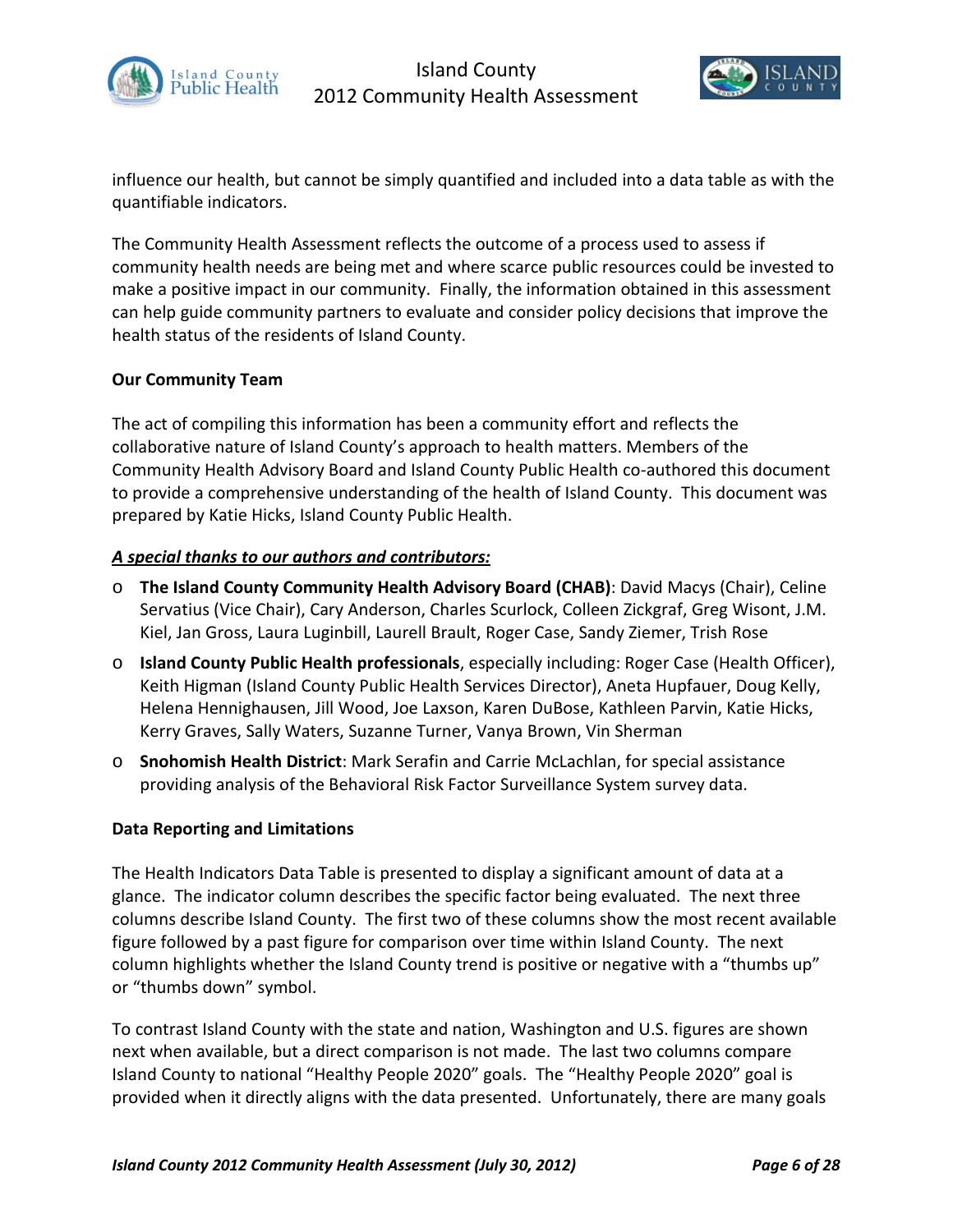influence our health, but cannot be simply quantified and included into a data table as with the quantifiable indicators.

The Community Health Assessment reflects the outcome of a process used to assess if community health needs are being met and where scarce public resources could be invested to make a positive impact in our community. Finally, the information obtained in this assessment can help guide community partners to evaluate and consider policy decisions that improve the health status of the residents of Island County.

**Our Community Team**

The act of compiling this information has been a community effort and reflects the collaborative nature of Island County's approach to health matters. Members of the Community Health Advisory Board and Island County Public Health co-authored this document to provide a comprehensive understanding of the health of Island County. This document was prepared by Katie Hicks, Island County Public Health.

***A special thanks to our authors and contributors:***

- **The Island County Community Health Advisory Board (CHAB)**: David Macys (Chair), Celine Servatius (Vice Chair), Cary Anderson, Charles Scurlock, Colleen Zickgraf, Greg Wisont, J.M. Kiel, Jan Gross, Laura Luginbill, Laurell Brault, Roger Case, Sandy Ziemer, Trish Rose
- **Island County Public Health professionals**, especially including: Roger Case (Health Officer), Keith Higman (Island County Public Health Services Director), Aneta Hupfauer, Doug Kelly, Helena Hennighausen, Jill Wood, Joe Laxson, Karen DuBose, Kathleen Parvin, Katie Hicks, Kerry Graves, Sally Waters, Suzanne Turner, Vanya Brown, Vin Sherman
- **Snohomish Health District**: Mark Serafin and Carrie McLachlan, for special assistance providing analysis of the Behavioral Risk Factor Surveillance System survey data.

**Data Reporting and Limitations**

The Health Indicators Data Table is presented to display a significant amount of data at a glance. The indicator column describes the specific factor being evaluated. The next three columns describe Island County. The first two of these columns show the most recent available figure followed by a past figure for comparison over time within Island County. The next column highlights whether the Island County trend is positive or negative with a "thumbs up" or "thumbs down" symbol.

To contrast Island County with the state and nation, Washington and U.S. figures are shown next when available, but a direct comparison is not made. The last two columns compare Island County to national "Healthy People 2020" goals. The "Healthy People 2020" goal is provided when it directly aligns with the data presented. Unfortunately, there are many goals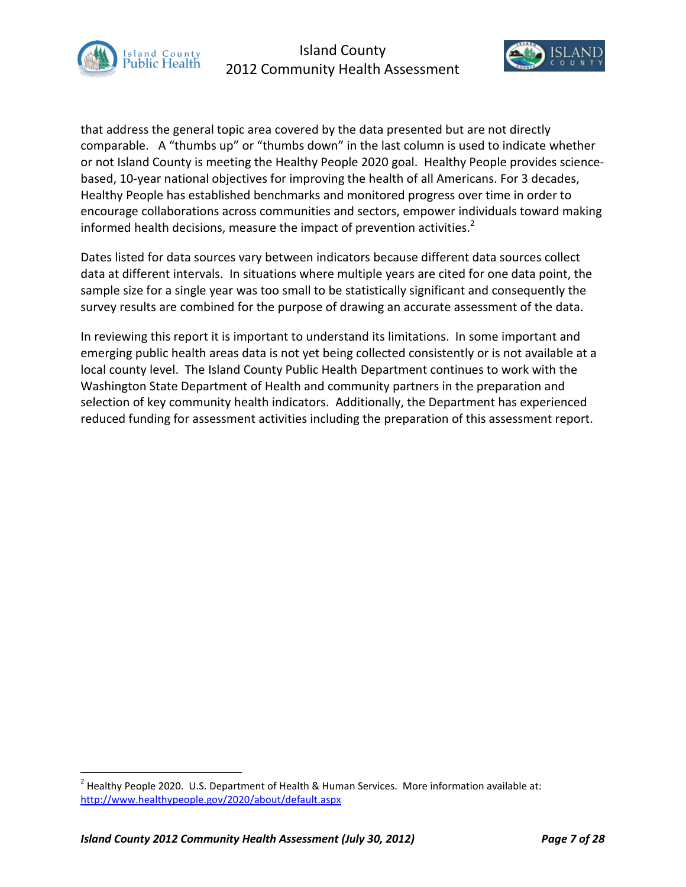that address the general topic area covered by the data presented but are not directly comparable. A "thumbs up" or "thumbs down" in the last column is used to indicate whether or not Island County is meeting the Healthy People 2020 goal. Healthy People provides science-based, 10-year national objectives for improving the health of all Americans. For 3 decades, Healthy People has established benchmarks and monitored progress over time in order to encourage collaborations across communities and sectors, empower individuals toward making informed health decisions, measure the impact of prevention activities.[2]

Dates listed for data sources vary between indicators because different data sources collect data at different intervals. In situations where multiple years are cited for one data point, the sample size for a single year was too small to be statistically significant and consequently the survey results are combined for the purpose of drawing an accurate assessment of the data.

In reviewing this report it is important to understand its limitations. In some important and emerging public health areas data is not yet being collected consistently or is not available at a local county level. The Island County Public Health Department continues to work with the Washington State Department of Health and community partners in the preparation and selection of key community health indicators. Additionally, the Department has experienced reduced funding for assessment activities including the preparation of this assessment report.

---

[2] Healthy People 2020. U.S. Department of Health & Human Services. More information available at: http://www.healthypeople.gov/2020/about/default.aspx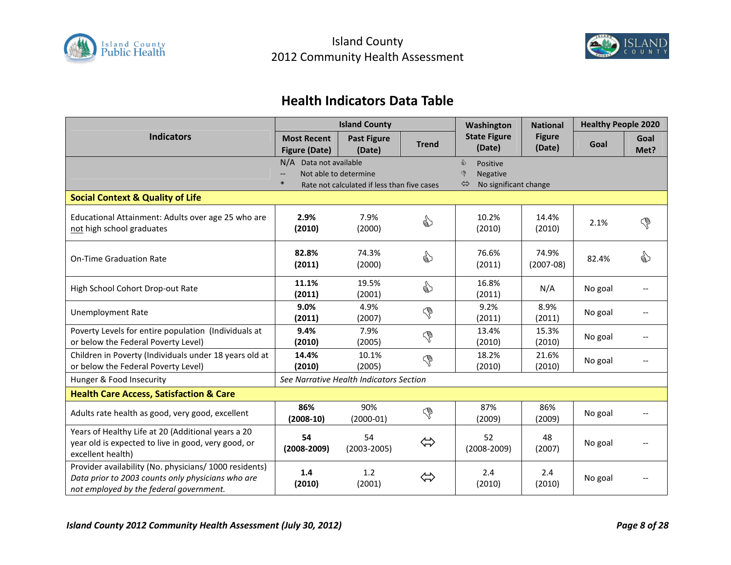## Health Indicators Data Table

| Indicators | Island County | | | Washington State Figure (Date) | National Figure (Date) | Healthy People 2020 | |
|---|---|---|---|---|---|---|---|
| | Most Recent Figure (Date) | Past Figure (Date) | Trend | | | Goal | Goal Met? |
| | N/A Data not available<br>-- Not able to determine<br>* Rate not calculated if less than five cases | | | 👍 Positive<br>👎 Negative<br>⇔ No significant change | | | |
| **Social Context & Quality of Life** | | | | | | | |
| Educational Attainment: Adults over age 25 who are not high school graduates | **2.9% (2010)** | 7.9% (2000) | 👍 | 10.2% (2010) | 14.4% (2010) | 2.1% | 👎 |
| On-Time Graduation Rate | **82.8% (2011)** | 74.3% (2000) | 👍 | 76.6% (2011) | 74.9% (2007-08) | 82.4% | 👍 |
| High School Cohort Drop-out Rate | **11.1% (2011)** | 19.5% (2001) | 👍 | 16.8% (2011) | N/A | No goal | -- |
| Unemployment Rate | **9.0% (2011)** | 4.9% (2007) | 👎 | 9.2% (2011) | 8.9% (2011) | No goal | -- |
| Poverty Levels for entire population (Individuals at or below the Federal Poverty Level) | **9.4% (2010)** | 7.9% (2005) | 👎 | 13.4% (2010) | 15.3% (2010) | No goal | -- |
| Children in Poverty (Individuals under 18 years old at or below the Federal Poverty Level) | **14.4% (2010)** | 10.1% (2005) | 👎 | 18.2% (2010) | 21.6% (2010) | No goal | -- |
| Hunger & Food Insecurity | *See Narrative Health Indicators Section* | | | | | | |
| **Health Care Access, Satisfaction & Care** | | | | | | | |
| Adults rate health as good, very good, excellent | **86% (2008-10)** | 90% (2000-01) | 👎 | 87% (2009) | 86% (2009) | No goal | -- |
| Years of Healthy Life at 20 (Additional years a 20 year old is expected to live in good, very good, or excellent health) | **54 (2008-2009)** | 54 (2003-2005) | ⇔ | 52 (2008-2009) | 48 (2007) | No goal | -- |
| Provider availability (No. physicians/ 1000 residents) *Data prior to 2003 counts only physicians who are not employed by the federal government.* | **1.4 (2010)** | 1.2 (2001) | ⇔ | 2.4 (2010) | 2.4 (2010) | No goal | -- |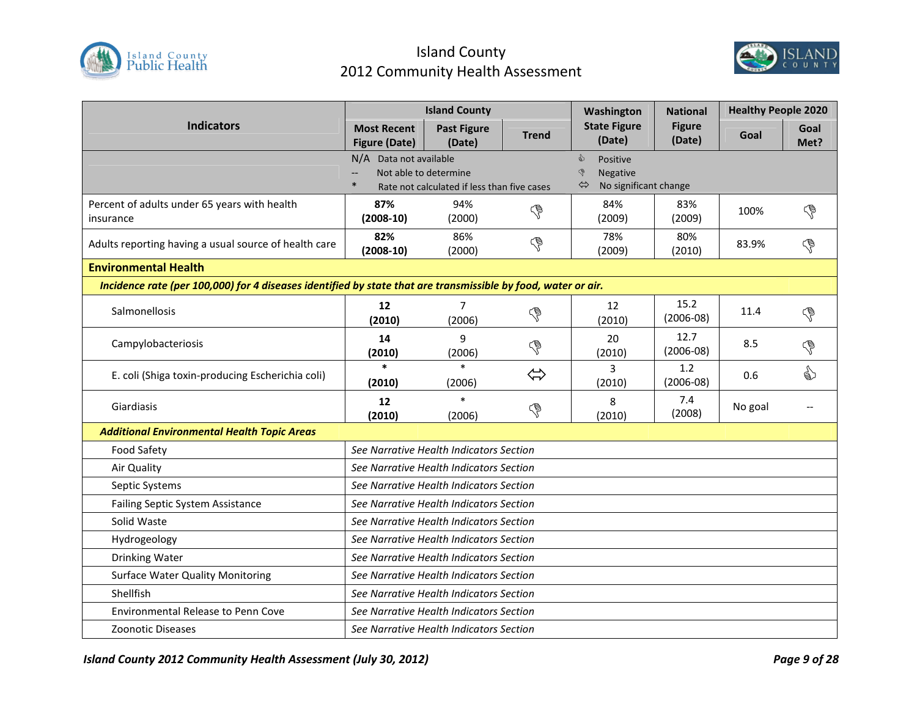| Indicators | Island County | | | Washington State Figure (Date) | National Figure (Date) | Healthy People 2020 | |
|---|---|---|---|---|---|---|---|
| | Most Recent Figure (Date) | Past Figure (Date) | Trend | | | Goal | Goal Met? |
| | N/A Data not available<br>-- Not able to determine<br>* Rate not calculated if less than five cases | | | 👍 Positive<br>👎 Negative<br>⇔ No significant change | | | |
| Percent of adults under 65 years with health insurance | **87%**<br>**(2008-10)** | 94%<br>(2000) | 👎 | 84%<br>(2009) | 83%<br>(2009) | 100% | 👎 |
| Adults reporting having a usual source of health care | **82%**<br>**(2008-10)** | 86%<br>(2000) | 👎 | 78%<br>(2009) | 80%<br>(2010) | 83.9% | 👎 |
| **Environmental Health** | | | | | | | |
| ***Incidence rate (per 100,000) for 4 diseases identified by state that are transmissible by food, water or air.*** | | | | | | | |
| Salmonellosis | **12**<br>**(2010)** | 7<br>(2006) | 👎 | 12<br>(2010) | 15.2<br>(2006-08) | 11.4 | 👎 |
| Campylobacteriosis | **14**<br>**(2010)** | 9<br>(2006) | 👎 | 20<br>(2010) | 12.7<br>(2006-08) | 8.5 | 👎 |
| E. coli (Shiga toxin-producing Escherichia coli) | **\***<br>**(2010)** | *<br>(2006) | ⇔ | 3<br>(2010) | 1.2<br>(2006-08) | 0.6 | 👍 |
| Giardiasis | **12**<br>**(2010)** | *<br>(2006) | 👎 | 8<br>(2010) | 7.4<br>(2008) | No goal | -- |
| ***Additional Environmental Health Topic Areas*** | | | | | | | |
| Food Safety | *See Narrative Health Indicators Section* | | | | | | |
| Air Quality | *See Narrative Health Indicators Section* | | | | | | |
| Septic Systems | *See Narrative Health Indicators Section* | | | | | | |
| Failing Septic System Assistance | *See Narrative Health Indicators Section* | | | | | | |
| Solid Waste | *See Narrative Health Indicators Section* | | | | | | |
| Hydrogeology | *See Narrative Health Indicators Section* | | | | | | |
| Drinking Water | *See Narrative Health Indicators Section* | | | | | | |
| Surface Water Quality Monitoring | *See Narrative Health Indicators Section* | | | | | | |
| Shellfish | *See Narrative Health Indicators Section* | | | | | | |
| Environmental Release to Penn Cove | *See Narrative Health Indicators Section* | | | | | | |
| Zoonotic Diseases | *See Narrative Health Indicators Section* | | | | | | |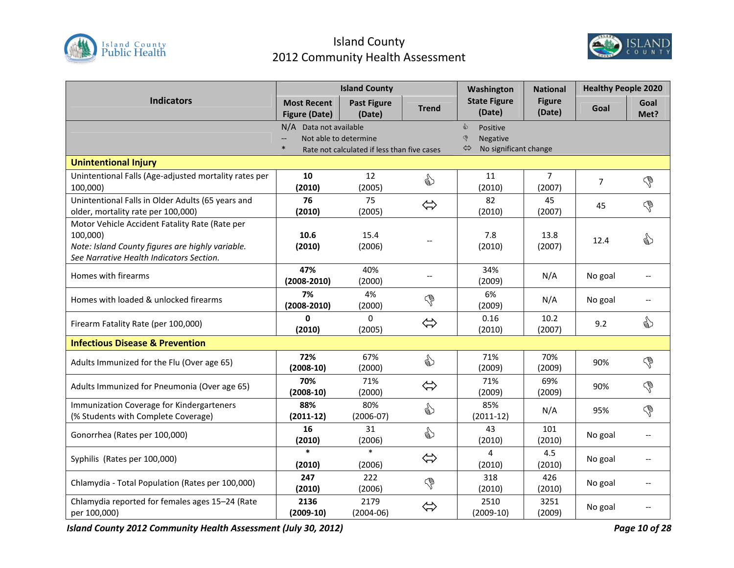# Island County 2012 Community Health Assessment

| Indicators | Island County | | | Washington State Figure (Date) | National Figure (Date) | Healthy People 2020 | |
|---|---|---|---|---|---|---|---|
| | Most Recent Figure (Date) | Past Figure (Date) | Trend | | | Goal | Goal Met? |
| | N/A Data not available; -- Not able to determine; * Rate not calculated if less than five cases | | | 👍 Positive; 👎 Negative; ⇔ No significant change | | | |
| **Unintentional Injury** | | | | | | | |
| Unintentional Falls (Age-adjusted mortality rates per 100,000) | **10 (2010)** | 12 (2005) | 👍 | 11 (2010) | 7 (2007) | 7 | 👎 |
| Unintentional Falls in Older Adults (65 years and older, mortality rate per 100,000) | **76 (2010)** | 75 (2005) | ⇔ | 82 (2010) | 45 (2007) | 45 | 👎 |
| Motor Vehicle Accident Fatality Rate (Rate per 100,000) *Note: Island County figures are highly variable. See Narrative Health Indicators Section.* | **10.6 (2010)** | 15.4 (2006) | -- | 7.8 (2010) | 13.8 (2007) | 12.4 | 👍 |
| Homes with firearms | **47% (2008-2010)** | 40% (2000) | -- | 34% (2009) | N/A | No goal | -- |
| Homes with loaded & unlocked firearms | **7% (2008-2010)** | 4% (2000) | 👎 | 6% (2009) | N/A | No goal | -- |
| Firearm Fatality Rate (per 100,000) | **0 (2010)** | 0 (2005) | ⇔ | 0.16 (2010) | 10.2 (2007) | 9.2 | 👍 |
| **Infectious Disease & Prevention** | | | | | | | |
| Adults Immunized for the Flu (Over age 65) | **72% (2008-10)** | 67% (2000) | 👍 | 71% (2009) | 70% (2009) | 90% | 👎 |
| Adults Immunized for Pneumonia (Over age 65) | **70% (2008-10)** | 71% (2000) | ⇔ | 71% (2009) | 69% (2009) | 90% | 👎 |
| Immunization Coverage for Kindergarteners (% Students with Complete Coverage) | **88% (2011-12)** | 80% (2006-07) | 👍 | 85% (2011-12) | N/A | 95% | 👎 |
| Gonorrhea (Rates per 100,000) | **16 (2010)** | 31 (2006) | 👍 | 43 (2010) | 101 (2010) | No goal | -- |
| Syphilis (Rates per 100,000) | ***** **(2010)** | * (2006) | ⇔ | 4 (2010) | 4.5 (2010) | No goal | -- |
| Chlamydia - Total Population (Rates per 100,000) | **247 (2010)** | 222 (2006) | 👎 | 318 (2010) | 426 (2010) | No goal | -- |
| Chlamydia reported for females ages 15–24 (Rate per 100,000) | **2136 (2009-10)** | 2179 (2004-06) | ⇔ | 2510 (2009-10) | 3251 (2009) | No goal | -- |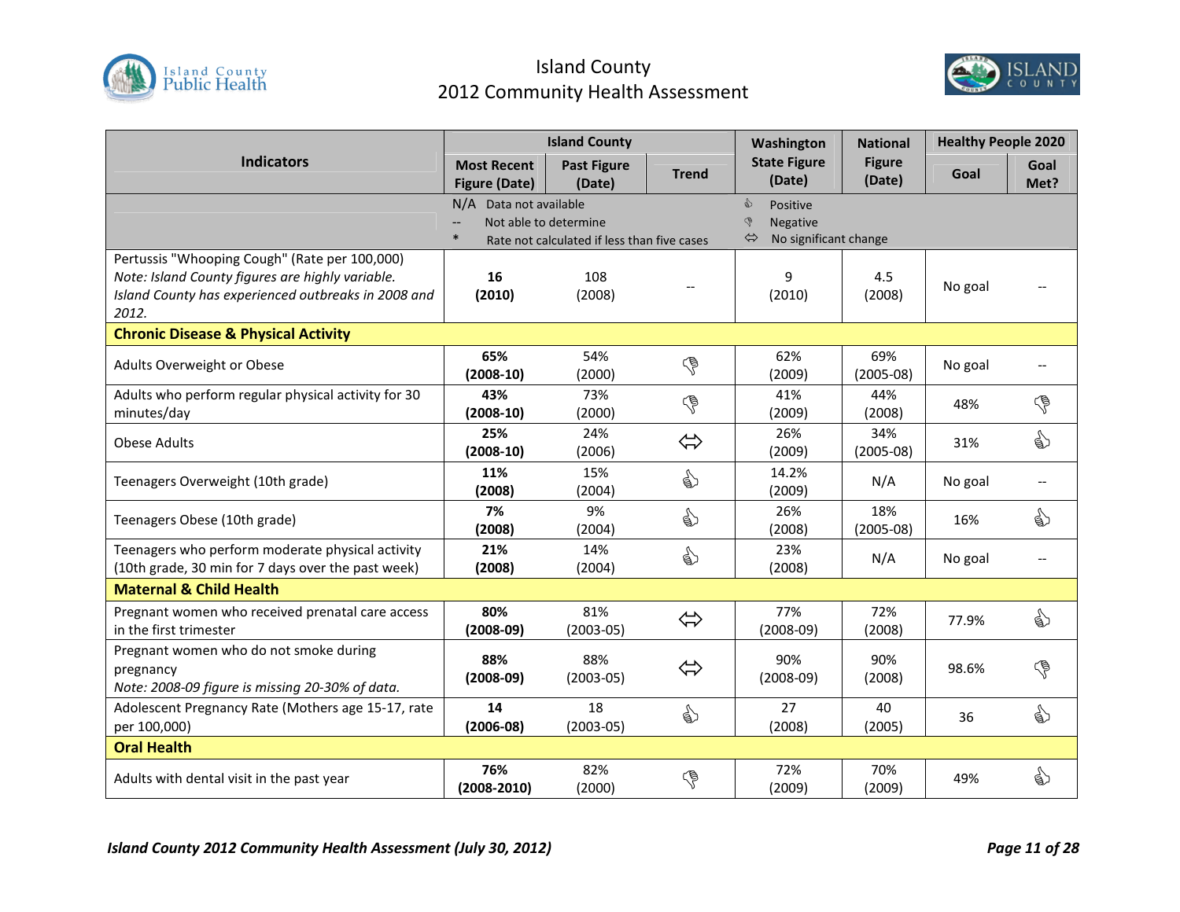| Indicators | Island County | | | Washington State Figure (Date) | National Figure (Date) | Healthy People 2020 | |
|---|---|---|---|---|---|---|---|
| | Most Recent Figure (Date) | Past Figure (Date) | Trend | | | Goal | Goal Met? |
| | N/A Data not available<br>-- Not able to determine<br>* Rate not calculated if less than five cases | | | 👍 Positive<br>👎 Negative<br>⇔ No significant change | | | |
| Pertussis "Whooping Cough" (Rate per 100,000)<br>*Note: Island County figures are highly variable. Island County has experienced outbreaks in 2008 and 2012.* | **16 (2010)** | 108 (2008) | -- | 9 (2010) | 4.5 (2008) | No goal | -- |
| **Chronic Disease & Physical Activity** | | | | | | | |
| Adults Overweight or Obese | **65% (2008-10)** | 54% (2000) | 👎 | 62% (2009) | 69% (2005-08) | No goal | -- |
| Adults who perform regular physical activity for 30 minutes/day | **43% (2008-10)** | 73% (2000) | 👎 | 41% (2009) | 44% (2008) | 48% | 👎 |
| Obese Adults | **25% (2008-10)** | 24% (2006) | ⇔ | 26% (2009) | 34% (2005-08) | 31% | 👍 |
| Teenagers Overweight (10th grade) | **11% (2008)** | 15% (2004) | 👍 | 14.2% (2009) | N/A | No goal | -- |
| Teenagers Obese (10th grade) | **7% (2008)** | 9% (2004) | 👍 | 26% (2008) | 18% (2005-08) | 16% | 👍 |
| Teenagers who perform moderate physical activity (10th grade, 30 min for 7 days over the past week) | **21% (2008)** | 14% (2004) | 👍 | 23% (2008) | N/A | No goal | -- |
| **Maternal & Child Health** | | | | | | | |
| Pregnant women who received prenatal care access in the first trimester | **80% (2008-09)** | 81% (2003-05) | ⇔ | 77% (2008-09) | 72% (2008) | 77.9% | 👍 |
| Pregnant women who do not smoke during pregnancy<br>*Note: 2008-09 figure is missing 20-30% of data.* | **88% (2008-09)** | 88% (2003-05) | ⇔ | 90% (2008-09) | 90% (2008) | 98.6% | 👎 |
| Adolescent Pregnancy Rate (Mothers age 15-17, rate per 100,000) | **14 (2006-08)** | 18 (2003-05) | 👍 | 27 (2008) | 40 (2005) | 36 | 👍 |
| **Oral Health** | | | | | | | |
| Adults with dental visit in the past year | **76% (2008-2010)** | 82% (2000) | 👎 | 72% (2009) | 70% (2009) | 49% | 👍 |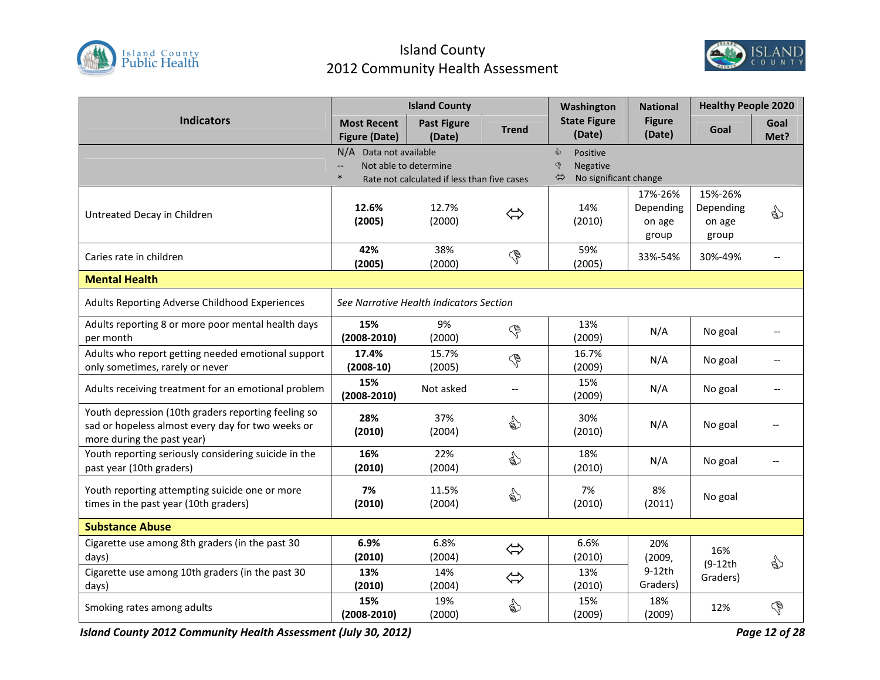Island County
2012 Community Health Assessment

| Indicators | Island County | | | Washington State Figure (Date) | National Figure (Date) | Healthy People 2020 | |
|---|---|---|---|---|---|---|---|
| | Most Recent Figure (Date) | Past Figure (Date) | Trend | | | Goal | Goal Met? |
| | N/A Data not available<br>-- Not able to determine<br>* Rate not calculated if less than five cases | | | 👍 Positive<br>👎 Negative<br>⇔ No significant change | | | |
| Untreated Decay in Children | **12.6% (2005)** | 12.7% (2000) | ⇔ | 14% (2010) | 17%-26% Depending on age group | 15%-26% Depending on age group | 👍 |
| Caries rate in children | **42% (2005)** | 38% (2000) | 👎 | 59% (2005) | 33%-54% | 30%-49% | -- |
| **Mental Health** | | | | | | | |
| Adults Reporting Adverse Childhood Experiences | *See Narrative Health Indicators Section* | | | | | | |
| Adults reporting 8 or more poor mental health days per month | **15% (2008-2010)** | 9% (2000) | 👎 | 13% (2009) | N/A | No goal | -- |
| Adults who report getting needed emotional support only sometimes, rarely or never | **17.4% (2008-10)** | 15.7% (2005) | 👎 | 16.7% (2009) | N/A | No goal | -- |
| Adults receiving treatment for an emotional problem | **15% (2008-2010)** | Not asked | -- | 15% (2009) | N/A | No goal | -- |
| Youth depression (10th graders reporting feeling so sad or hopeless almost every day for two weeks or more during the past year) | **28% (2010)** | 37% (2004) | 👍 | 30% (2010) | N/A | No goal | -- |
| Youth reporting seriously considering suicide in the past year (10th graders) | **16% (2010)** | 22% (2004) | 👍 | 18% (2010) | N/A | No goal | -- |
| Youth reporting attempting suicide one or more times in the past year (10th graders) | **7% (2010)** | 11.5% (2004) | 👍 | 7% (2010) | 8% (2011) | No goal | |
| **Substance Abuse** | | | | | | | |
| Cigarette use among 8th graders (in the past 30 days) | **6.9% (2010)** | 6.8% (2004) | ⇔ | 6.6% (2010) | 20% (2009, 9-12th Graders) | 16% (9-12th Graders) | 👍 |
| Cigarette use among 10th graders (in the past 30 days) | **13% (2010)** | 14% (2004) | ⇔ | 13% (2010) | | | |
| Smoking rates among adults | **15% (2008-2010)** | 19% (2000) | 👍 | 15% (2009) | 18% (2009) | 12% | 👎 |

*Island County 2012 Community Health Assessment (July 30, 2012)*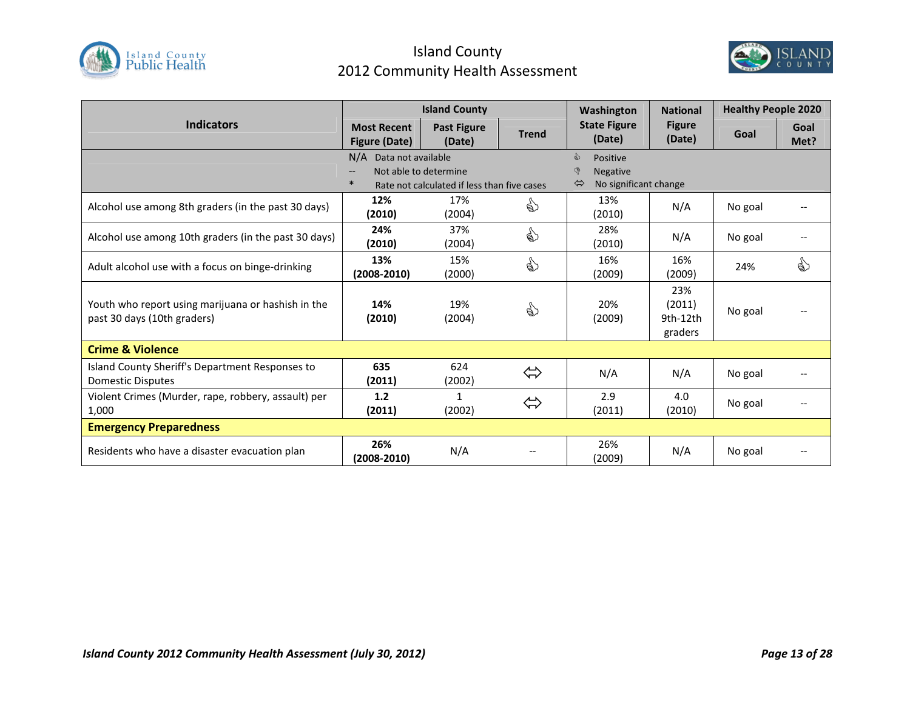# Island County 2012 Community Health Assessment

| Indicators | Island County | | | Washington State Figure (Date) | National Figure (Date) | Healthy People 2020 | |
|---|---|---|---|---|---|---|---|
| | Most Recent Figure (Date) | Past Figure (Date) | Trend | | | Goal | Goal Met? |
| | N/A Data not available<br>-- Not able to determine<br>* Rate not calculated if less than five cases | | | Positive<br>Negative<br>⇔ No significant change | | | |
| Alcohol use among 8th graders (in the past 30 days) | **12% (2010)** | 17% (2004) | Positive | 13% (2010) | N/A | No goal | -- |
| Alcohol use among 10th graders (in the past 30 days) | **24% (2010)** | 37% (2004) | Positive | 28% (2010) | N/A | No goal | -- |
| Adult alcohol use with a focus on binge-drinking | **13% (2008-2010)** | 15% (2000) | Positive | 16% (2009) | 16% (2009) | 24% | Positive |
| Youth who report using marijuana or hashish in the past 30 days (10th graders) | **14% (2010)** | 19% (2004) | Positive | 20% (2009) | 23% (2011) 9th-12th graders | No goal | -- |
| **Crime & Violence** | | | | | | | |
| Island County Sheriff's Department Responses to Domestic Disputes | **635 (2011)** | 624 (2002) | ⇔ | N/A | N/A | No goal | -- |
| Violent Crimes (Murder, rape, robbery, assault) per 1,000 | **1.2 (2011)** | 1 (2002) | ⇔ | 2.9 (2011) | 4.0 (2010) | No goal | -- |
| **Emergency Preparedness** | | | | | | | |
| Residents who have a disaster evacuation plan | **26% (2008-2010)** | N/A | -- | 26% (2009) | N/A | No goal | -- |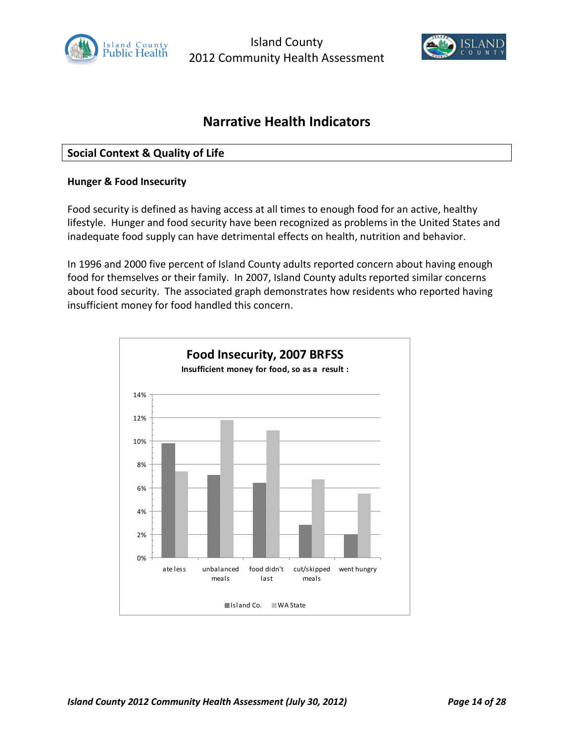# Narrative Health Indicators

## Social Context & Quality of Life

### Hunger & Food Insecurity

Food security is defined as having access at all times to enough food for an active, healthy lifestyle. Hunger and food security have been recognized as problems in the United States and inadequate food supply can have detrimental effects on health, nutrition and behavior.

In 1996 and 2000 five percent of Island County adults reported concern about having enough food for themselves or their family. In 2007, Island County adults reported similar concerns about food security. The associated graph demonstrates how residents who reported having insufficient money for food handled this concern.

**Food Insecurity, 2007 BRFSS**

**Insufficient money for food, so as a result :**

| | Island Co. | WA State |
|---|---|---|
| ate less | 9.8% | 7.4% |
| unbalanced meals | 7.1% | 11.8% |
| food didn't last | 6.4% | 10.9% |
| cut/skipped meals | 2.8% | 6.7% |
| went hungry | 2.0% | 5.5% |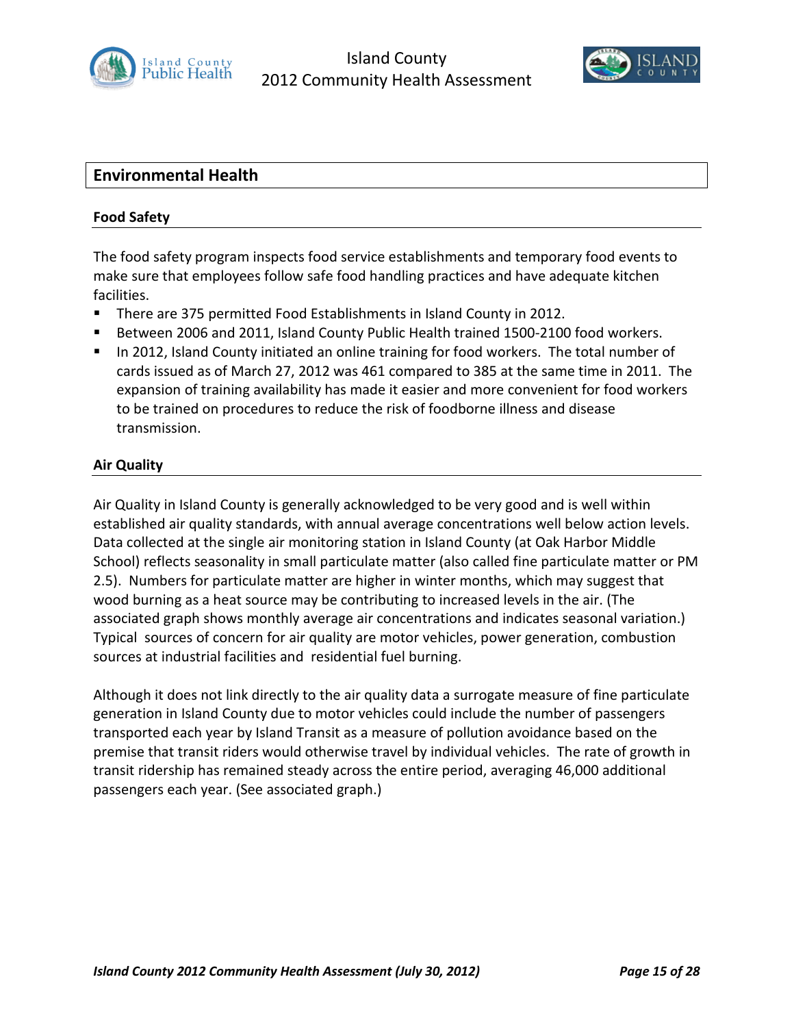## Environmental Health

### Food Safety

The food safety program inspects food service establishments and temporary food events to make sure that employees follow safe food handling practices and have adequate kitchen facilities.

- There are 375 permitted Food Establishments in Island County in 2012.
- Between 2006 and 2011, Island County Public Health trained 1500-2100 food workers.
- In 2012, Island County initiated an online training for food workers. The total number of cards issued as of March 27, 2012 was 461 compared to 385 at the same time in 2011. The expansion of training availability has made it easier and more convenient for food workers to be trained on procedures to reduce the risk of foodborne illness and disease transmission.

### Air Quality

Air Quality in Island County is generally acknowledged to be very good and is well within established air quality standards, with annual average concentrations well below action levels. Data collected at the single air monitoring station in Island County (at Oak Harbor Middle School) reflects seasonality in small particulate matter (also called fine particulate matter or PM 2.5). Numbers for particulate matter are higher in winter months, which may suggest that wood burning as a heat source may be contributing to increased levels in the air. (The associated graph shows monthly average air concentrations and indicates seasonal variation.) Typical sources of concern for air quality are motor vehicles, power generation, combustion sources at industrial facilities and residential fuel burning.

Although it does not link directly to the air quality data a surrogate measure of fine particulate generation in Island County due to motor vehicles could include the number of passengers transported each year by Island Transit as a measure of pollution avoidance based on the premise that transit riders would otherwise travel by individual vehicles. The rate of growth in transit ridership has remained steady across the entire period, averaging 46,000 additional passengers each year. (See associated graph.)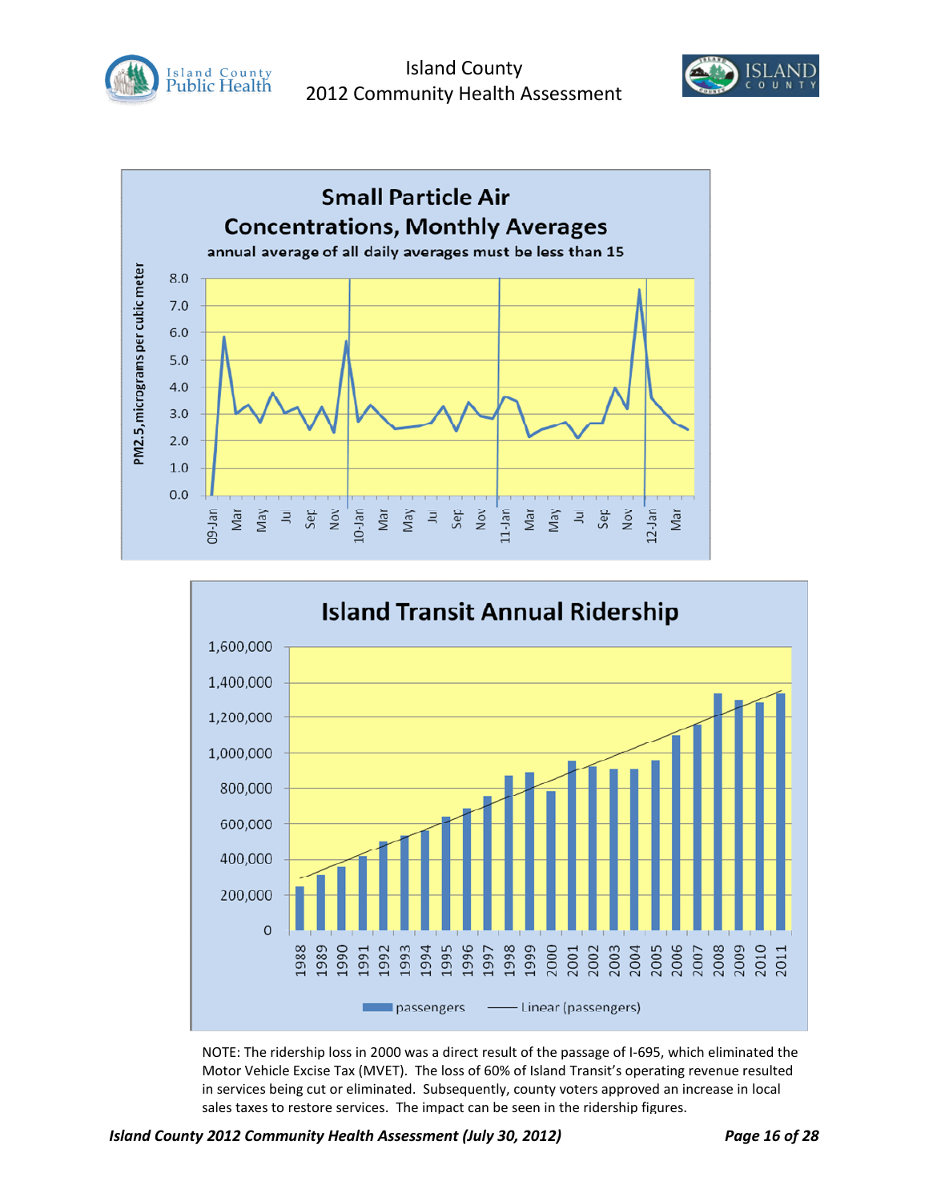## Small Particle Air Concentrations, Monthly Averages

annual average of all daily averages must be less than 15

## Island Transit Annual Ridership

NOTE: The ridership loss in 2000 was a direct result of the passage of I-695, which eliminated the Motor Vehicle Excise Tax (MVET). The loss of 60% of Island Transit's operating revenue resulted in services being cut or eliminated. Subsequently, county voters approved an increase in local sales taxes to restore services. The impact can be seen in the ridership figures.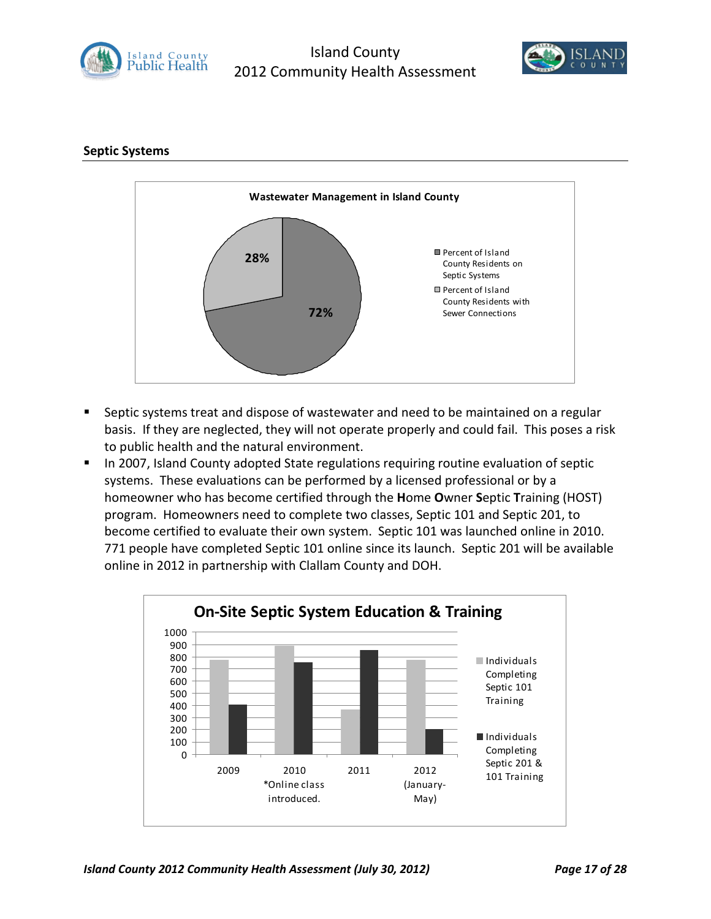## Septic Systems

**Wastewater Management in Island County**

- Percent of Island County Residents on Septic Systems: 72%
- Percent of Island County Residents with Sewer Connections: 28%

- Septic systems treat and dispose of wastewater and need to be maintained on a regular basis. If they are neglected, they will not operate properly and could fail. This poses a risk to public health and the natural environment.
- In 2007, Island County adopted State regulations requiring routine evaluation of septic systems. These evaluations can be performed by a licensed professional or by a homeowner who has become certified through the **H**ome **O**wner **S**eptic **T**raining (HOST) program. Homeowners need to complete two classes, Septic 101 and Septic 201, to become certified to evaluate their own system. Septic 101 was launched online in 2010. 771 people have completed Septic 101 online since its launch. Septic 201 will be available online in 2012 in partnership with Clallam County and DOH.

**On-Site Septic System Education & Training**

Legend: Individuals Completing Septic 101 Training; Individuals Completing Septic 201 & 101 Training

X-axis: 2009; 2010 *Online class introduced.; 2011; 2012 (January-May)

Y-axis: 0–1000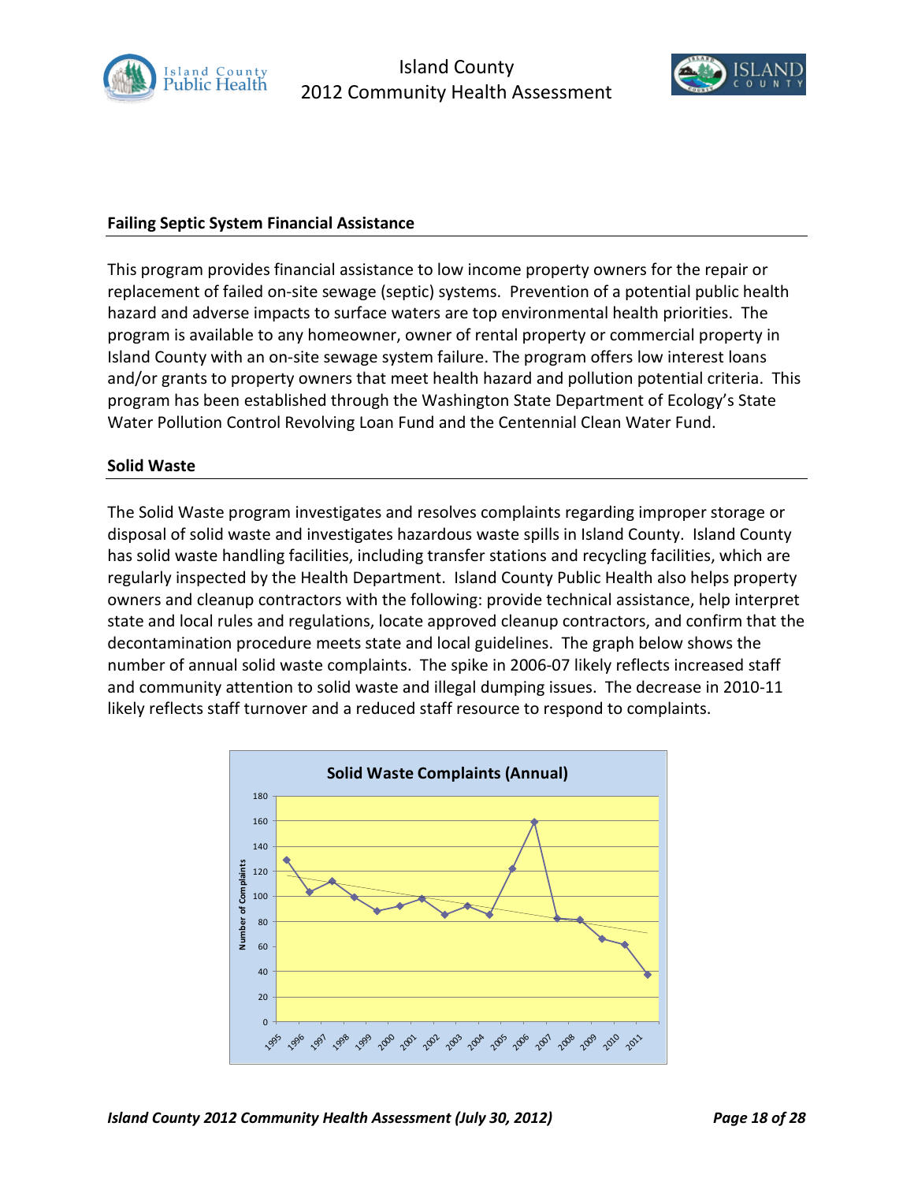## Failing Septic System Financial Assistance

This program provides financial assistance to low income property owners for the repair or replacement of failed on-site sewage (septic) systems. Prevention of a potential public health hazard and adverse impacts to surface waters are top environmental health priorities. The program is available to any homeowner, owner of rental property or commercial property in Island County with an on-site sewage system failure. The program offers low interest loans and/or grants to property owners that meet health hazard and pollution potential criteria. This program has been established through the Washington State Department of Ecology's State Water Pollution Control Revolving Loan Fund and the Centennial Clean Water Fund.

## Solid Waste

The Solid Waste program investigates and resolves complaints regarding improper storage or disposal of solid waste and investigates hazardous waste spills in Island County. Island County has solid waste handling facilities, including transfer stations and recycling facilities, which are regularly inspected by the Health Department. Island County Public Health also helps property owners and cleanup contractors with the following: provide technical assistance, help interpret state and local rules and regulations, locate approved cleanup contractors, and confirm that the decontamination procedure meets state and local guidelines. The graph below shows the number of annual solid waste complaints. The spike in 2006-07 likely reflects increased staff and community attention to solid waste and illegal dumping issues. The decrease in 2010-11 likely reflects staff turnover and a reduced staff resource to respond to complaints.

**Solid Waste Complaints (Annual)**

| Year | Number of Complaints |
|---|---|
| 1995 | 129 |
| 1996 | 103 |
| 1997 | 112 |
| 1998 | 99 |
| 1999 | 88 |
| 2000 | 92 |
| 2001 | 98 |
| 2002 | 85 |
| 2003 | 92 |
| 2004 | 85 |
| 2005 | 122 |
| 2006 | 159 |
| 2007 | 82 |
| 2008 | 81 |
| 2009 | 66 |
| 2010 | 61 |
| 2011 | 37 |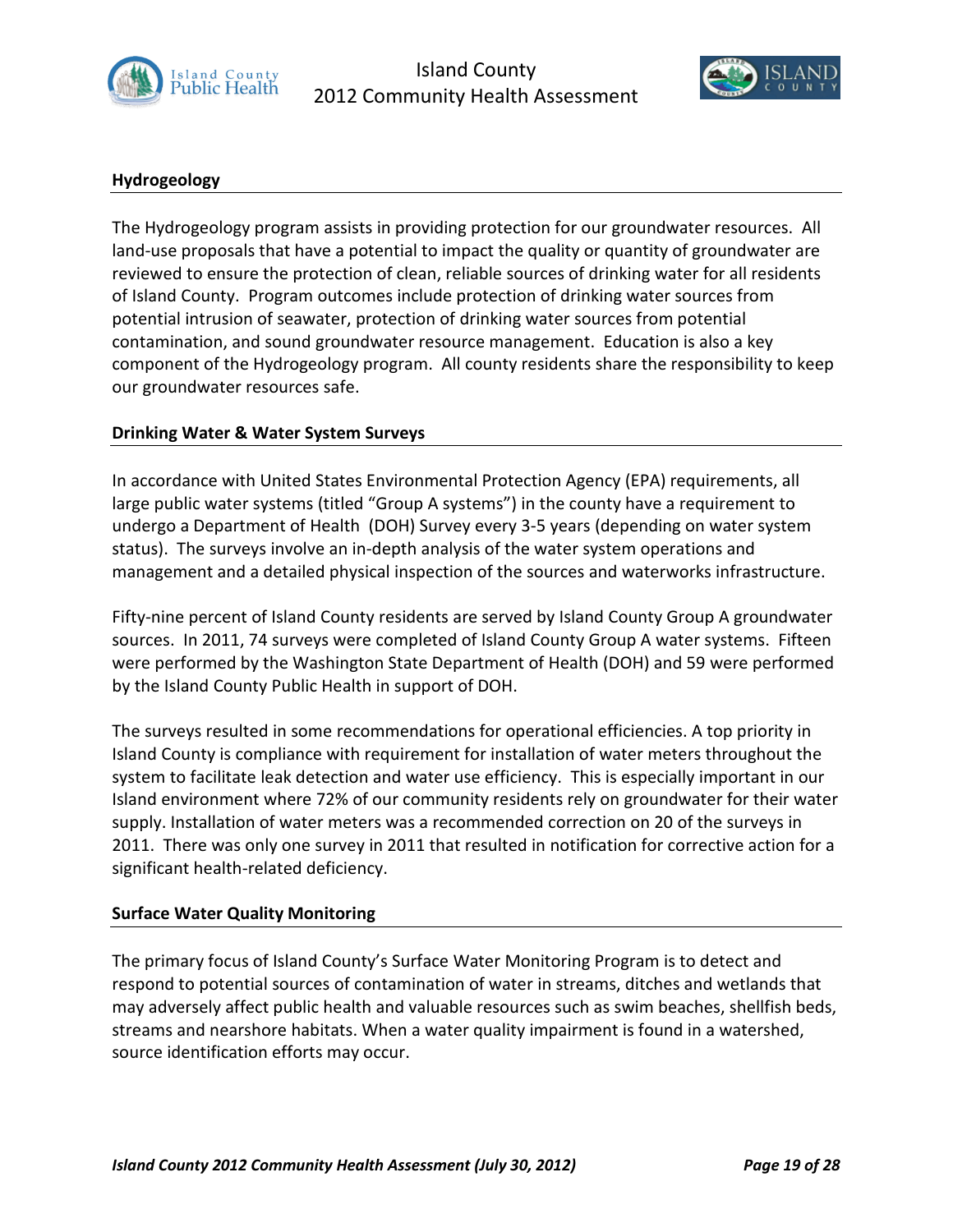## Hydrogeology

The Hydrogeology program assists in providing protection for our groundwater resources. All land-use proposals that have a potential to impact the quality or quantity of groundwater are reviewed to ensure the protection of clean, reliable sources of drinking water for all residents of Island County. Program outcomes include protection of drinking water sources from potential intrusion of seawater, protection of drinking water sources from potential contamination, and sound groundwater resource management. Education is also a key component of the Hydrogeology program. All county residents share the responsibility to keep our groundwater resources safe.

## Drinking Water & Water System Surveys

In accordance with United States Environmental Protection Agency (EPA) requirements, all large public water systems (titled "Group A systems") in the county have a requirement to undergo a Department of Health (DOH) Survey every 3-5 years (depending on water system status). The surveys involve an in-depth analysis of the water system operations and management and a detailed physical inspection of the sources and waterworks infrastructure.

Fifty-nine percent of Island County residents are served by Island County Group A groundwater sources. In 2011, 74 surveys were completed of Island County Group A water systems. Fifteen were performed by the Washington State Department of Health (DOH) and 59 were performed by the Island County Public Health in support of DOH.

The surveys resulted in some recommendations for operational efficiencies. A top priority in Island County is compliance with requirement for installation of water meters throughout the system to facilitate leak detection and water use efficiency. This is especially important in our Island environment where 72% of our community residents rely on groundwater for their water supply. Installation of water meters was a recommended correction on 20 of the surveys in 2011. There was only one survey in 2011 that resulted in notification for corrective action for a significant health-related deficiency.

## Surface Water Quality Monitoring

The primary focus of Island County's Surface Water Monitoring Program is to detect and respond to potential sources of contamination of water in streams, ditches and wetlands that may adversely affect public health and valuable resources such as swim beaches, shellfish beds, streams and nearshore habitats. When a water quality impairment is found in a watershed, source identification efforts may occur.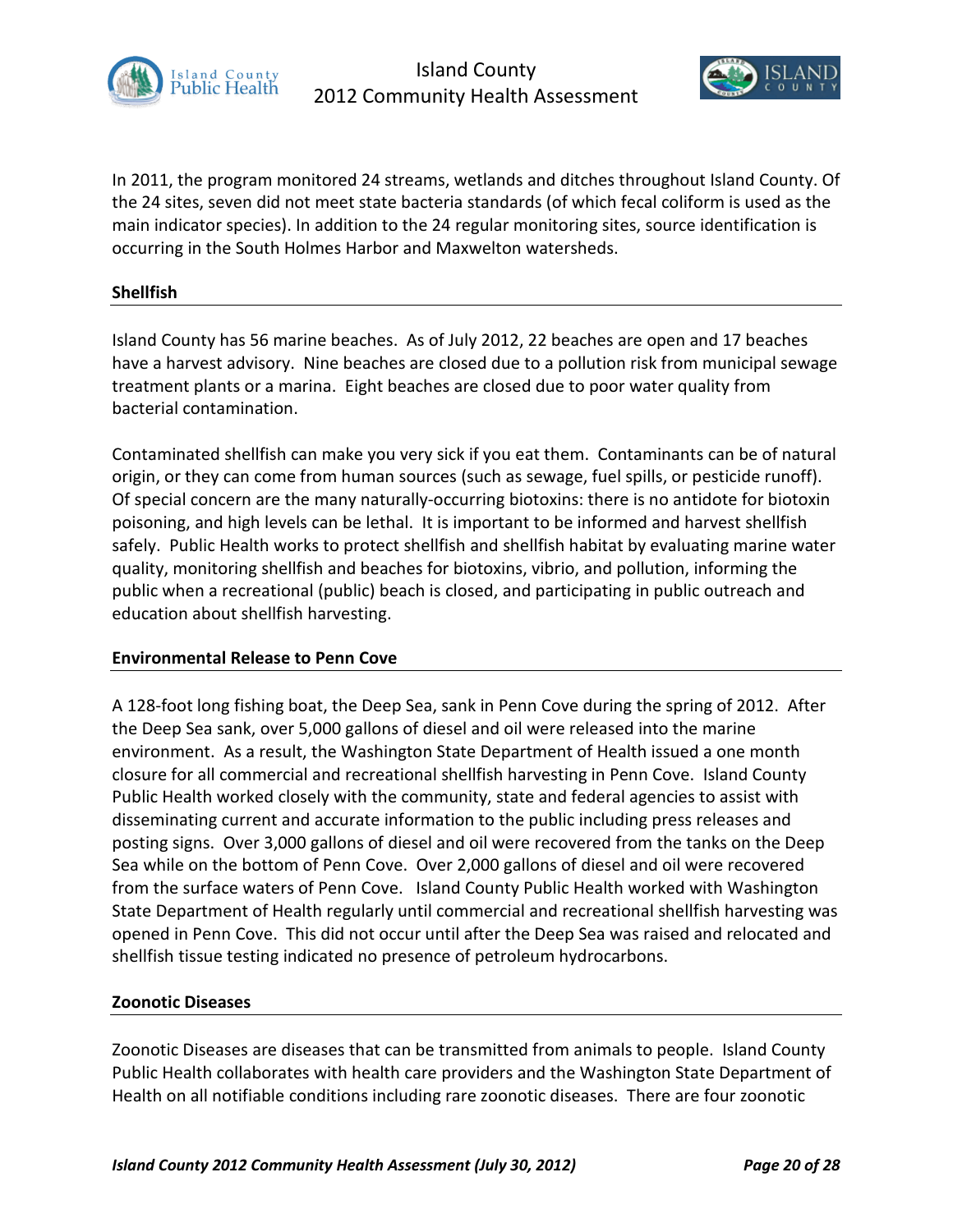In 2011, the program monitored 24 streams, wetlands and ditches throughout Island County. Of the 24 sites, seven did not meet state bacteria standards (of which fecal coliform is used as the main indicator species). In addition to the 24 regular monitoring sites, source identification is occurring in the South Holmes Harbor and Maxwelton watersheds.

## Shellfish

Island County has 56 marine beaches. As of July 2012, 22 beaches are open and 17 beaches have a harvest advisory. Nine beaches are closed due to a pollution risk from municipal sewage treatment plants or a marina. Eight beaches are closed due to poor water quality from bacterial contamination.

Contaminated shellfish can make you very sick if you eat them. Contaminants can be of natural origin, or they can come from human sources (such as sewage, fuel spills, or pesticide runoff). Of special concern are the many naturally-occurring biotoxins: there is no antidote for biotoxin poisoning, and high levels can be lethal. It is important to be informed and harvest shellfish safely. Public Health works to protect shellfish and shellfish habitat by evaluating marine water quality, monitoring shellfish and beaches for biotoxins, vibrio, and pollution, informing the public when a recreational (public) beach is closed, and participating in public outreach and education about shellfish harvesting.

## Environmental Release to Penn Cove

A 128-foot long fishing boat, the Deep Sea, sank in Penn Cove during the spring of 2012. After the Deep Sea sank, over 5,000 gallons of diesel and oil were released into the marine environment. As a result, the Washington State Department of Health issued a one month closure for all commercial and recreational shellfish harvesting in Penn Cove. Island County Public Health worked closely with the community, state and federal agencies to assist with disseminating current and accurate information to the public including press releases and posting signs. Over 3,000 gallons of diesel and oil were recovered from the tanks on the Deep Sea while on the bottom of Penn Cove. Over 2,000 gallons of diesel and oil were recovered from the surface waters of Penn Cove. Island County Public Health worked with Washington State Department of Health regularly until commercial and recreational shellfish harvesting was opened in Penn Cove. This did not occur until after the Deep Sea was raised and relocated and shellfish tissue testing indicated no presence of petroleum hydrocarbons.

## Zoonotic Diseases

Zoonotic Diseases are diseases that can be transmitted from animals to people. Island County Public Health collaborates with health care providers and the Washington State Department of Health on all notifiable conditions including rare zoonotic diseases. There are four zoonotic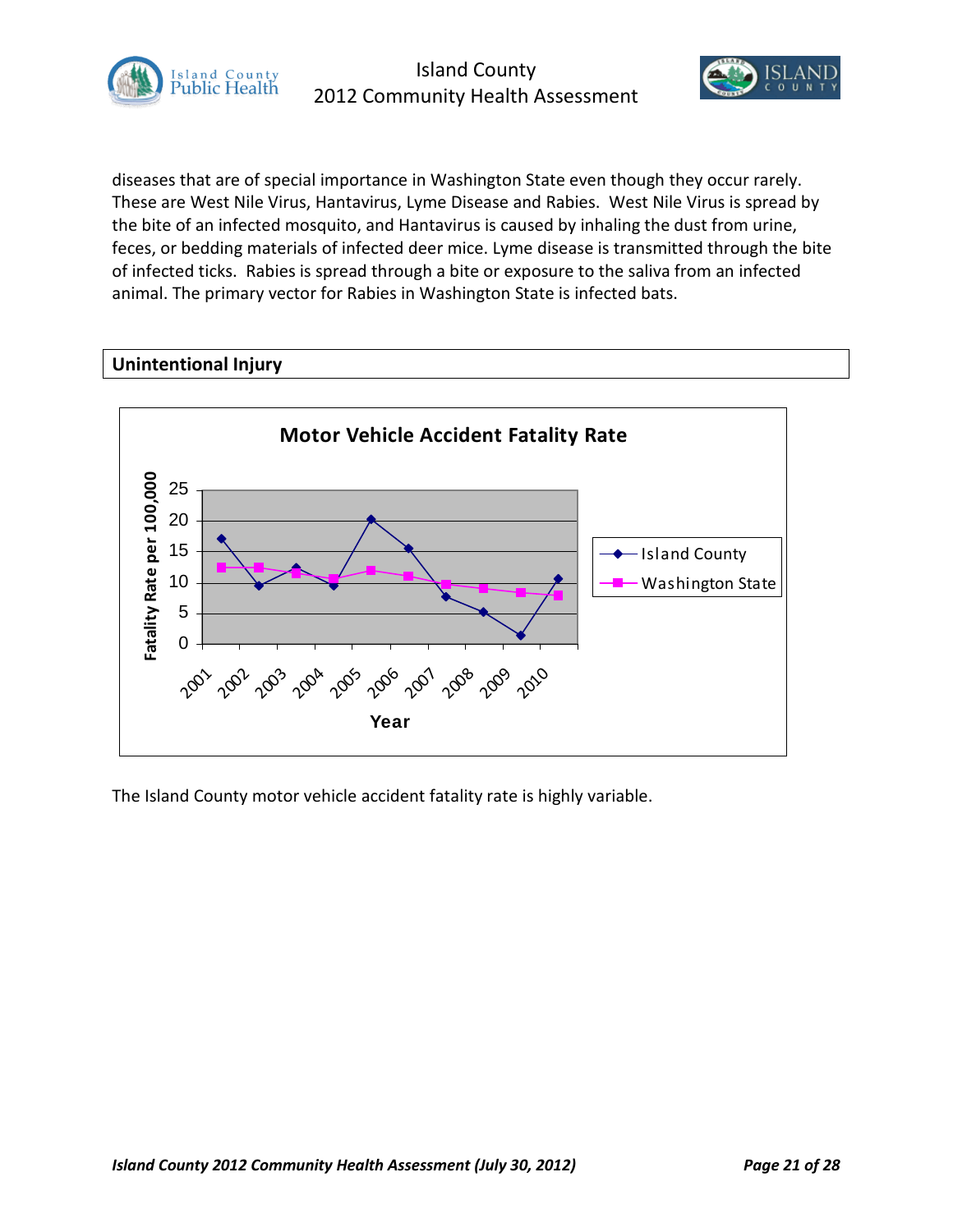diseases that are of special importance in Washington State even though they occur rarely. These are West Nile Virus, Hantavirus, Lyme Disease and Rabies. West Nile Virus is spread by the bite of an infected mosquito, and Hantavirus is caused by inhaling the dust from urine, feces, or bedding materials of infected deer mice. Lyme disease is transmitted through the bite of infected ticks. Rabies is spread through a bite or exposure to the saliva from an infected animal. The primary vector for Rabies in Washington State is infected bats.

## Unintentional Injury

**Motor Vehicle Accident Fatality Rate**

The Island County motor vehicle accident fatality rate is highly variable.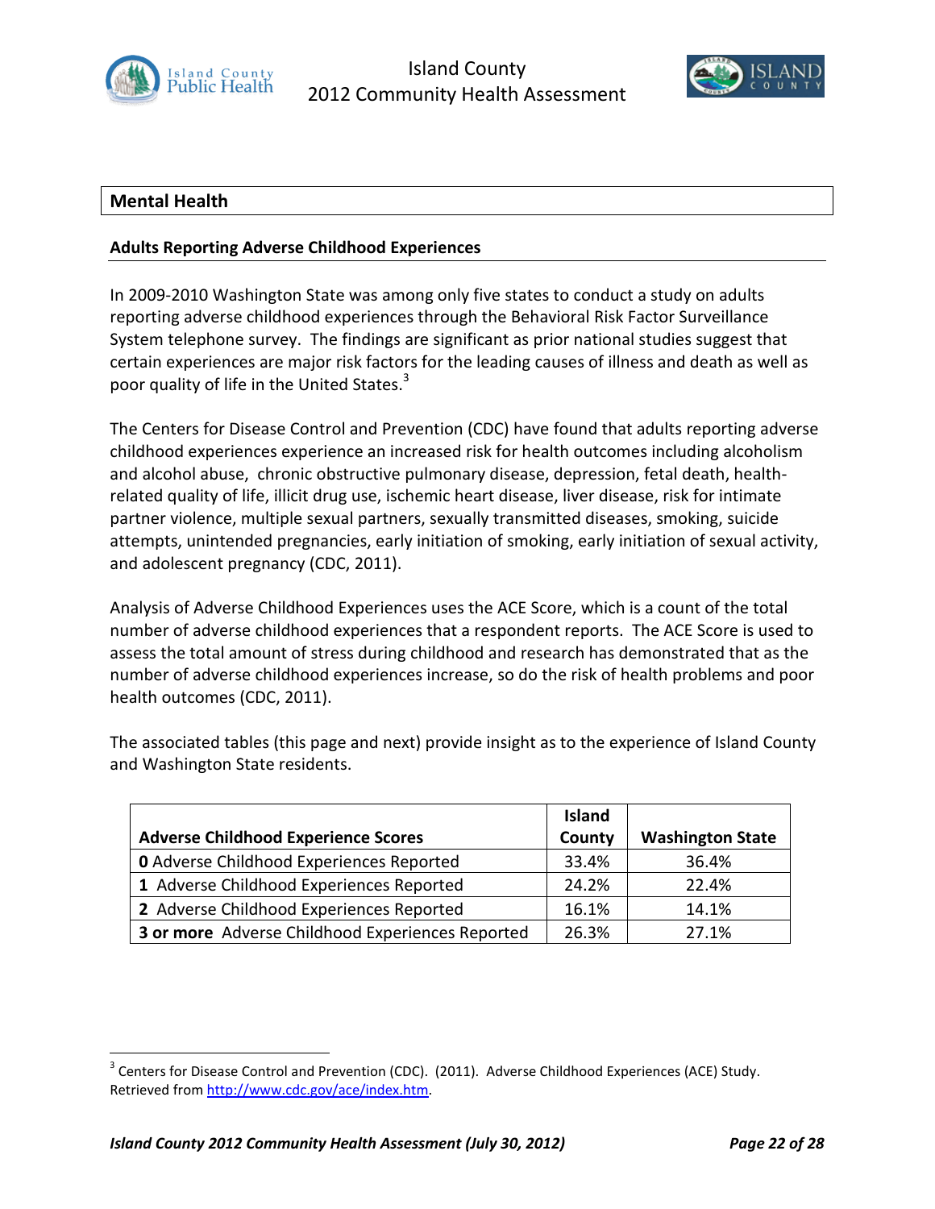## Mental Health

### Adults Reporting Adverse Childhood Experiences

In 2009-2010 Washington State was among only five states to conduct a study on adults reporting adverse childhood experiences through the Behavioral Risk Factor Surveillance System telephone survey. The findings are significant as prior national studies suggest that certain experiences are major risk factors for the leading causes of illness and death as well as poor quality of life in the United States.[3]

The Centers for Disease Control and Prevention (CDC) have found that adults reporting adverse childhood experiences experience an increased risk for health outcomes including alcoholism and alcohol abuse, chronic obstructive pulmonary disease, depression, fetal death, health-related quality of life, illicit drug use, ischemic heart disease, liver disease, risk for intimate partner violence, multiple sexual partners, sexually transmitted diseases, smoking, suicide attempts, unintended pregnancies, early initiation of smoking, early initiation of sexual activity, and adolescent pregnancy (CDC, 2011).

Analysis of Adverse Childhood Experiences uses the ACE Score, which is a count of the total number of adverse childhood experiences that a respondent reports. The ACE Score is used to assess the total amount of stress during childhood and research has demonstrated that as the number of adverse childhood experiences increase, so do the risk of health problems and poor health outcomes (CDC, 2011).

The associated tables (this page and next) provide insight as to the experience of Island County and Washington State residents.

| Adverse Childhood Experience Scores | Island County | Washington State |
|---|---|---|
| **0** Adverse Childhood Experiences Reported | 33.4% | 36.4% |
| **1** Adverse Childhood Experiences Reported | 24.2% | 22.4% |
| **2** Adverse Childhood Experiences Reported | 16.1% | 14.1% |
| **3 or more** Adverse Childhood Experiences Reported | 26.3% | 27.1% |

[3] Centers for Disease Control and Prevention (CDC). (2011). Adverse Childhood Experiences (ACE) Study. Retrieved from http://www.cdc.gov/ace/index.htm.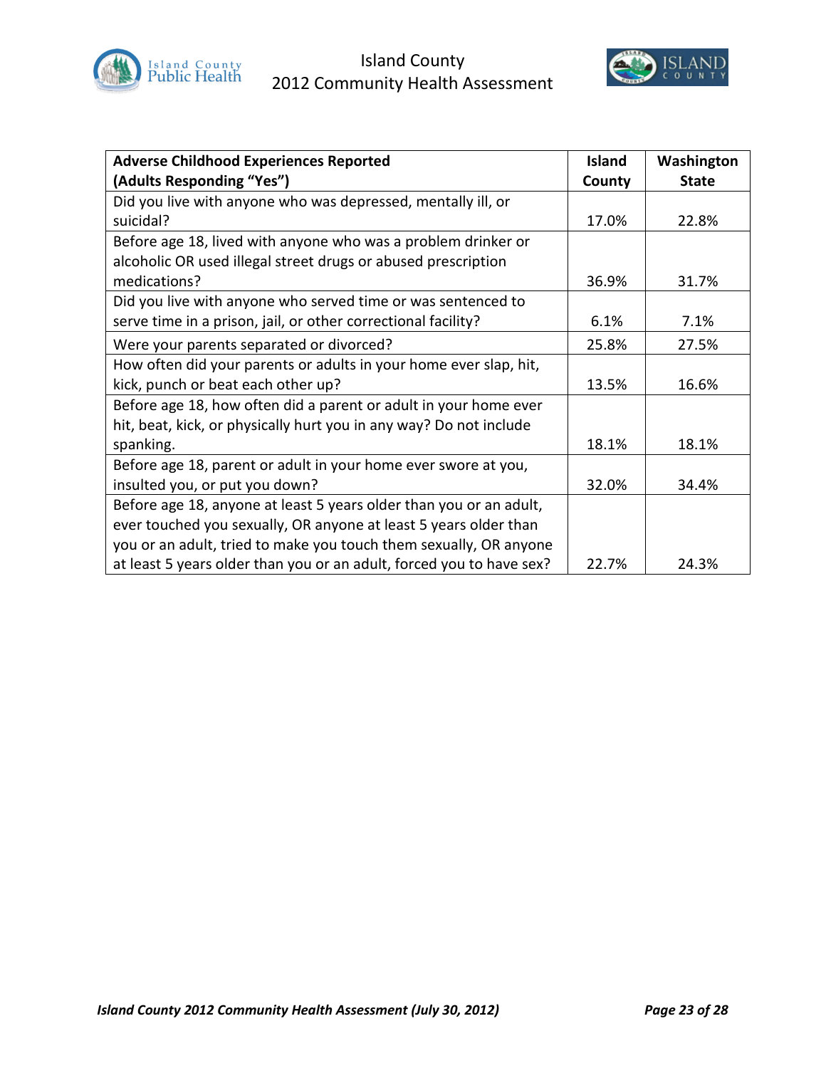| Adverse Childhood Experiences Reported (Adults Responding "Yes") | Island County | Washington State |
|---|---|---|
| Did you live with anyone who was depressed, mentally ill, or suicidal? | 17.0% | 22.8% |
| Before age 18, lived with anyone who was a problem drinker or alcoholic OR used illegal street drugs or abused prescription medications? | 36.9% | 31.7% |
| Did you live with anyone who served time or was sentenced to serve time in a prison, jail, or other correctional facility? | 6.1% | 7.1% |
| Were your parents separated or divorced? | 25.8% | 27.5% |
| How often did your parents or adults in your home ever slap, hit, kick, punch or beat each other up? | 13.5% | 16.6% |
| Before age 18, how often did a parent or adult in your home ever hit, beat, kick, or physically hurt you in any way? Do not include spanking. | 18.1% | 18.1% |
| Before age 18, parent or adult in your home ever swore at you, insulted you, or put you down? | 32.0% | 34.4% |
| Before age 18, anyone at least 5 years older than you or an adult, ever touched you sexually, OR anyone at least 5 years older than you or an adult, tried to make you touch them sexually, OR anyone at least 5 years older than you or an adult, forced you to have sex? | 22.7% | 24.3% |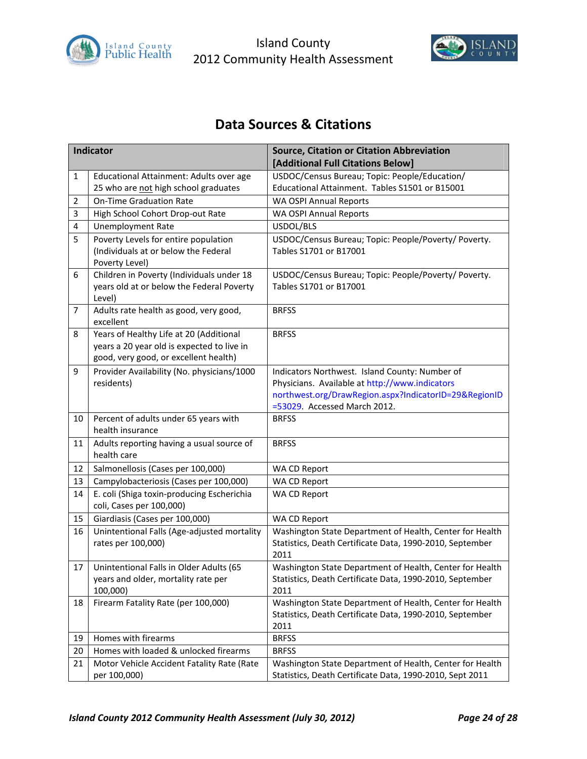# Data Sources & Citations

| | Indicator | Source, Citation or Citation Abbreviation [Additional Full Citations Below] |
|---|---|---|
| 1 | Educational Attainment: Adults over age 25 who are not high school graduates | USDOC/Census Bureau; Topic: People/Education/ Educational Attainment. Tables S1501 or B15001 |
| 2 | On-Time Graduation Rate | WA OSPI Annual Reports |
| 3 | High School Cohort Drop-out Rate | WA OSPI Annual Reports |
| 4 | Unemployment Rate | USDOL/BLS |
| 5 | Poverty Levels for entire population (Individuals at or below the Federal Poverty Level) | USDOC/Census Bureau; Topic: People/Poverty/ Poverty. Tables S1701 or B17001 |
| 6 | Children in Poverty (Individuals under 18 years old at or below the Federal Poverty Level) | USDOC/Census Bureau; Topic: People/Poverty/ Poverty. Tables S1701 or B17001 |
| 7 | Adults rate health as good, very good, excellent | BRFSS |
| 8 | Years of Healthy Life at 20 (Additional years a 20 year old is expected to live in good, very good, or excellent health) | BRFSS |
| 9 | Provider Availability (No. physicians/1000 residents) | Indicators Northwest. Island County: Number of Physicians. Available at http://www.indicatorsnorthwest.org/DrawRegion.aspx?IndicatorID=29&RegionID=53029. Accessed March 2012. |
| 10 | Percent of adults under 65 years with health insurance | BRFSS |
| 11 | Adults reporting having a usual source of health care | BRFSS |
| 12 | Salmonellosis (Cases per 100,000) | WA CD Report |
| 13 | Campylobacteriosis (Cases per 100,000) | WA CD Report |
| 14 | E. coli (Shiga toxin-producing Escherichia coli, Cases per 100,000) | WA CD Report |
| 15 | Giardiasis (Cases per 100,000) | WA CD Report |
| 16 | Unintentional Falls (Age-adjusted mortality rates per 100,000) | Washington State Department of Health, Center for Health Statistics, Death Certificate Data, 1990-2010, September 2011 |
| 17 | Unintentional Falls in Older Adults (65 years and older, mortality rate per 100,000) | Washington State Department of Health, Center for Health Statistics, Death Certificate Data, 1990-2010, September 2011 |
| 18 | Firearm Fatality Rate (per 100,000) | Washington State Department of Health, Center for Health Statistics, Death Certificate Data, 1990-2010, September 2011 |
| 19 | Homes with firearms | BRFSS |
| 20 | Homes with loaded & unlocked firearms | BRFSS |
| 21 | Motor Vehicle Accident Fatality Rate (Rate per 100,000) | Washington State Department of Health, Center for Health Statistics, Death Certificate Data, 1990-2010, Sept 2011 |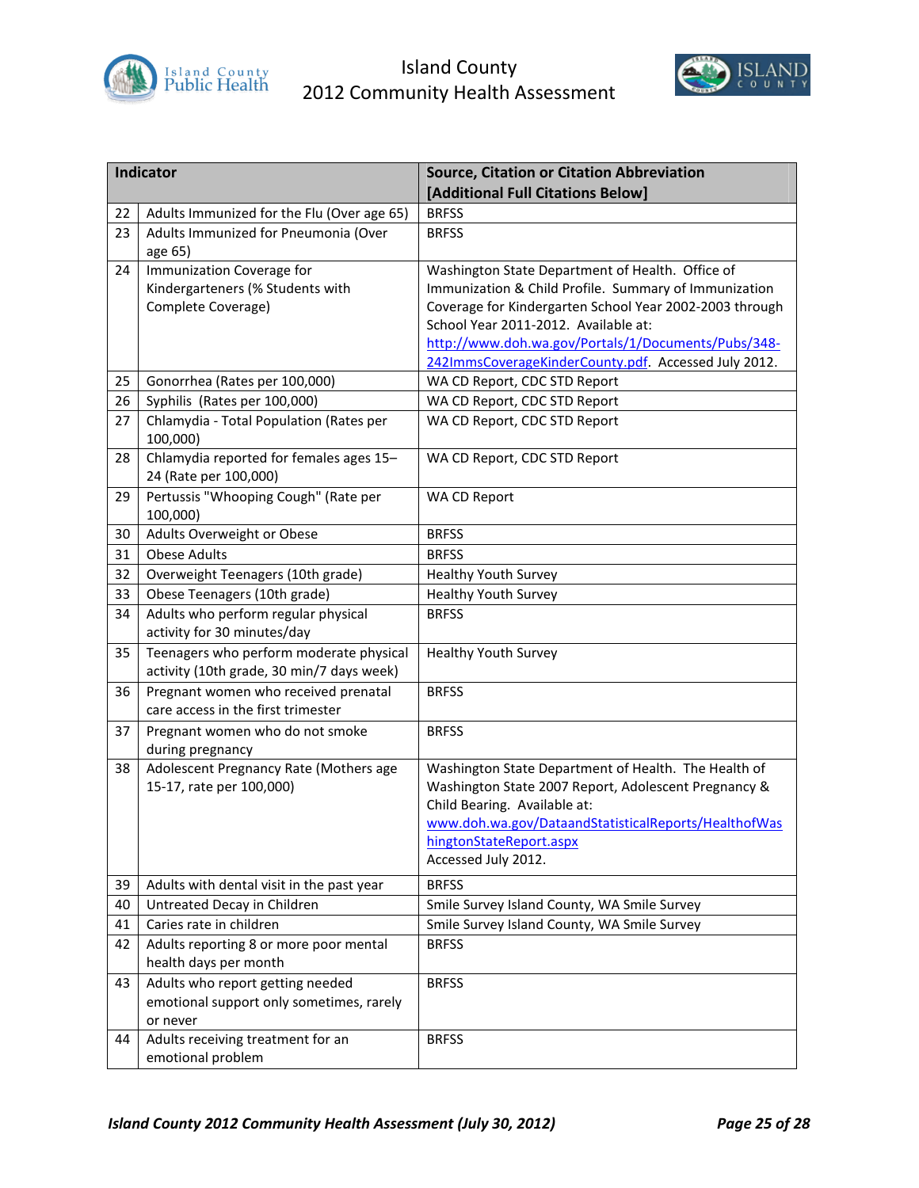| | Indicator | Source, Citation or Citation Abbreviation [Additional Full Citations Below] |
|---|---|---|
| 22 | Adults Immunized for the Flu (Over age 65) | BRFSS |
| 23 | Adults Immunized for Pneumonia (Over age 65) | BRFSS |
| 24 | Immunization Coverage for Kindergarteners (% Students with Complete Coverage) | Washington State Department of Health. Office of Immunization & Child Profile. Summary of Immunization Coverage for Kindergarten School Year 2002-2003 through School Year 2011-2012. Available at: http://www.doh.wa.gov/Portals/1/Documents/Pubs/348-242ImmsCoverageKinderCounty.pdf. Accessed July 2012. |
| 25 | Gonorrhea (Rates per 100,000) | WA CD Report, CDC STD Report |
| 26 | Syphilis (Rates per 100,000) | WA CD Report, CDC STD Report |
| 27 | Chlamydia - Total Population (Rates per 100,000) | WA CD Report, CDC STD Report |
| 28 | Chlamydia reported for females ages 15–24 (Rate per 100,000) | WA CD Report, CDC STD Report |
| 29 | Pertussis "Whooping Cough" (Rate per 100,000) | WA CD Report |
| 30 | Adults Overweight or Obese | BRFSS |
| 31 | Obese Adults | BRFSS |
| 32 | Overweight Teenagers (10th grade) | Healthy Youth Survey |
| 33 | Obese Teenagers (10th grade) | Healthy Youth Survey |
| 34 | Adults who perform regular physical activity for 30 minutes/day | BRFSS |
| 35 | Teenagers who perform moderate physical activity (10th grade, 30 min/7 days week) | Healthy Youth Survey |
| 36 | Pregnant women who received prenatal care access in the first trimester | BRFSS |
| 37 | Pregnant women who do not smoke during pregnancy | BRFSS |
| 38 | Adolescent Pregnancy Rate (Mothers age 15-17, rate per 100,000) | Washington State Department of Health. The Health of Washington State 2007 Report, Adolescent Pregnancy & Child Bearing. Available at: www.doh.wa.gov/DataandStatisticalReports/HealthofWashingtonStateReport.aspx Accessed July 2012. |
| 39 | Adults with dental visit in the past year | BRFSS |
| 40 | Untreated Decay in Children | Smile Survey Island County, WA Smile Survey |
| 41 | Caries rate in children | Smile Survey Island County, WA Smile Survey |
| 42 | Adults reporting 8 or more poor mental health days per month | BRFSS |
| 43 | Adults who report getting needed emotional support only sometimes, rarely or never | BRFSS |
| 44 | Adults receiving treatment for an emotional problem | BRFSS |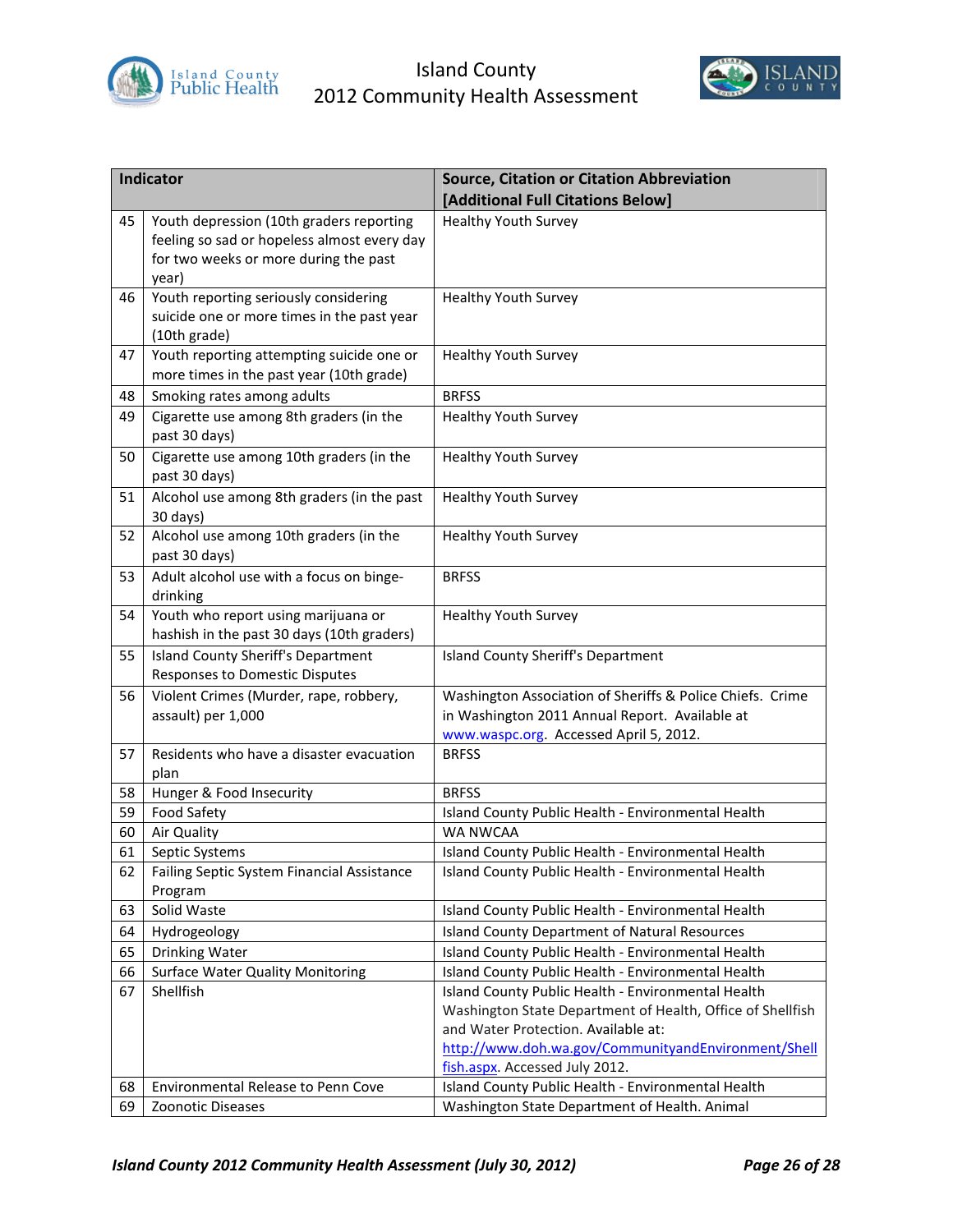| Indicator | | Source, Citation or Citation Abbreviation [Additional Full Citations Below] |
|---|---|---|
| 45 | Youth depression (10th graders reporting feeling so sad or hopeless almost every day for two weeks or more during the past year) | Healthy Youth Survey |
| 46 | Youth reporting seriously considering suicide one or more times in the past year (10th grade) | Healthy Youth Survey |
| 47 | Youth reporting attempting suicide one or more times in the past year (10th grade) | Healthy Youth Survey |
| 48 | Smoking rates among adults | BRFSS |
| 49 | Cigarette use among 8th graders (in the past 30 days) | Healthy Youth Survey |
| 50 | Cigarette use among 10th graders (in the past 30 days) | Healthy Youth Survey |
| 51 | Alcohol use among 8th graders (in the past 30 days) | Healthy Youth Survey |
| 52 | Alcohol use among 10th graders (in the past 30 days) | Healthy Youth Survey |
| 53 | Adult alcohol use with a focus on binge-drinking | BRFSS |
| 54 | Youth who report using marijuana or hashish in the past 30 days (10th graders) | Healthy Youth Survey |
| 55 | Island County Sheriff's Department Responses to Domestic Disputes | Island County Sheriff's Department |
| 56 | Violent Crimes (Murder, rape, robbery, assault) per 1,000 | Washington Association of Sheriffs & Police Chiefs. Crime in Washington 2011 Annual Report. Available at www.waspc.org. Accessed April 5, 2012. |
| 57 | Residents who have a disaster evacuation plan | BRFSS |
| 58 | Hunger & Food Insecurity | BRFSS |
| 59 | Food Safety | Island County Public Health - Environmental Health |
| 60 | Air Quality | WA NWCAA |
| 61 | Septic Systems | Island County Public Health - Environmental Health |
| 62 | Failing Septic System Financial Assistance Program | Island County Public Health - Environmental Health |
| 63 | Solid Waste | Island County Public Health - Environmental Health |
| 64 | Hydrogeology | Island County Department of Natural Resources |
| 65 | Drinking Water | Island County Public Health - Environmental Health |
| 66 | Surface Water Quality Monitoring | Island County Public Health - Environmental Health |
| 67 | Shellfish | Island County Public Health - Environmental Health Washington State Department of Health, Office of Shellfish and Water Protection. Available at: http://www.doh.wa.gov/CommunityandEnvironment/Shellfish.aspx. Accessed July 2012. |
| 68 | Environmental Release to Penn Cove | Island County Public Health - Environmental Health |
| 69 | Zoonotic Diseases | Washington State Department of Health. Animal |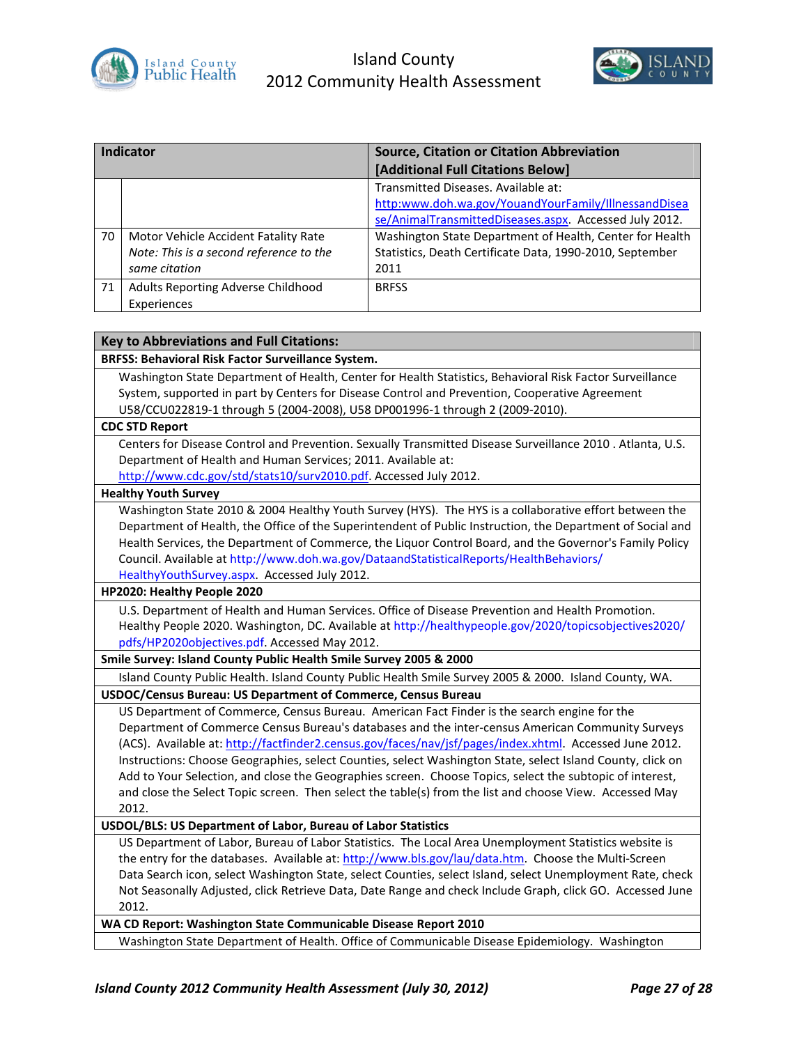| Indicator | | Source, Citation or Citation Abbreviation [Additional Full Citations Below] |
|---|---|---|
| | | Transmitted Diseases. Available at: http:www.doh.wa.gov/YouandYourFamily/IllnessandDisease/AnimalTransmittedDiseases.aspx. Accessed July 2012. |
| 70 | Motor Vehicle Accident Fatality Rate *Note: This is a second reference to the same citation* | Washington State Department of Health, Center for Health Statistics, Death Certificate Data, 1990-2010, September 2011 |
| 71 | Adults Reporting Adverse Childhood Experiences | BRFSS |

| Key to Abbreviations and Full Citations: |
|---|
| **BRFSS: Behavioral Risk Factor Surveillance System.** |
| Washington State Department of Health, Center for Health Statistics, Behavioral Risk Factor Surveillance System, supported in part by Centers for Disease Control and Prevention, Cooperative Agreement U58/CCU022819-1 through 5 (2004-2008), U58 DP001996-1 through 2 (2009-2010). |
| **CDC STD Report** |
| Centers for Disease Control and Prevention. Sexually Transmitted Disease Surveillance 2010 . Atlanta, U.S. Department of Health and Human Services; 2011. Available at: http://www.cdc.gov/std/stats10/surv2010.pdf. Accessed July 2012. |
| **Healthy Youth Survey** |
| Washington State 2010 & 2004 Healthy Youth Survey (HYS). The HYS is a collaborative effort between the Department of Health, the Office of the Superintendent of Public Instruction, the Department of Social and Health Services, the Department of Commerce, the Liquor Control Board, and the Governor's Family Policy Council. Available at http://www.doh.wa.gov/DataandStatisticalReports/HealthBehaviors/HealthyYouthSurvey.aspx. Accessed July 2012. |
| **HP2020: Healthy People 2020** |
| U.S. Department of Health and Human Services. Office of Disease Prevention and Health Promotion. Healthy People 2020. Washington, DC. Available at http://healthypeople.gov/2020/topicsobjectives2020/pdfs/HP2020objectives.pdf. Accessed May 2012. |
| **Smile Survey: Island County Public Health Smile Survey 2005 & 2000** |
| Island County Public Health. Island County Public Health Smile Survey 2005 & 2000. Island County, WA. |
| **USDOC/Census Bureau: US Department of Commerce, Census Bureau** |
| US Department of Commerce, Census Bureau. American Fact Finder is the search engine for the Department of Commerce Census Bureau's databases and the inter-census American Community Surveys (ACS). Available at: http://factfinder2.census.gov/faces/nav/jsf/pages/index.xhtml. Accessed June 2012. Instructions: Choose Geographies, select Counties, select Washington State, select Island County, click on Add to Your Selection, and close the Geographies screen. Choose Topics, select the subtopic of interest, and close the Select Topic screen. Then select the table(s) from the list and choose View. Accessed May 2012. |
| **USDOL/BLS: US Department of Labor, Bureau of Labor Statistics** |
| US Department of Labor, Bureau of Labor Statistics. The Local Area Unemployment Statistics website is the entry for the databases. Available at: http://www.bls.gov/lau/data.htm. Choose the Multi-Screen Data Search icon, select Washington State, select Counties, select Island, select Unemployment Rate, check Not Seasonally Adjusted, click Retrieve Data, Date Range and check Include Graph, click GO. Accessed June 2012. |
| **WA CD Report: Washington State Communicable Disease Report 2010** |
| Washington State Department of Health. Office of Communicable Disease Epidemiology. Washington |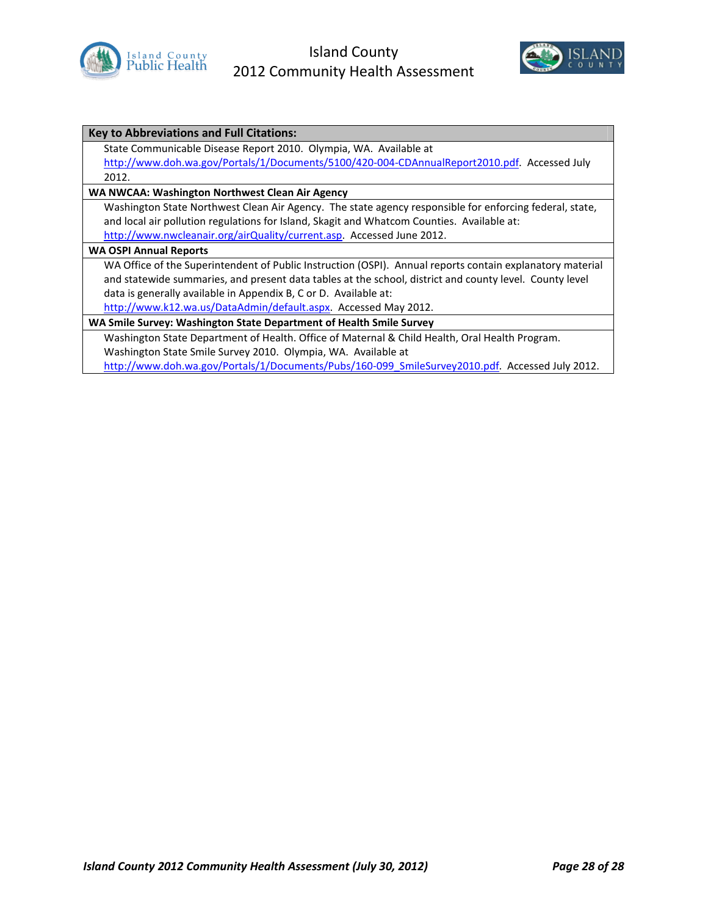| Key to Abbreviations and Full Citations: |
|---|
| State Communicable Disease Report 2010. Olympia, WA. Available at http://www.doh.wa.gov/Portals/1/Documents/5100/420-004-CDAnnualReport2010.pdf. Accessed July 2012. |
| **WA NWCAA: Washington Northwest Clean Air Agency** |
| Washington State Northwest Clean Air Agency. The state agency responsible for enforcing federal, state, and local air pollution regulations for Island, Skagit and Whatcom Counties. Available at: http://www.nwcleanair.org/airQuality/current.asp. Accessed June 2012. |
| **WA OSPI Annual Reports** |
| WA Office of the Superintendent of Public Instruction (OSPI). Annual reports contain explanatory material and statewide summaries, and present data tables at the school, district and county level. County level data is generally available in Appendix B, C or D. Available at: http://www.k12.wa.us/DataAdmin/default.aspx. Accessed May 2012. |
| **WA Smile Survey: Washington State Department of Health Smile Survey** |
| Washington State Department of Health. Office of Maternal & Child Health, Oral Health Program. Washington State Smile Survey 2010. Olympia, WA. Available at http://www.doh.wa.gov/Portals/1/Documents/Pubs/160-099_SmileSurvey2010.pdf. Accessed July 2012. |